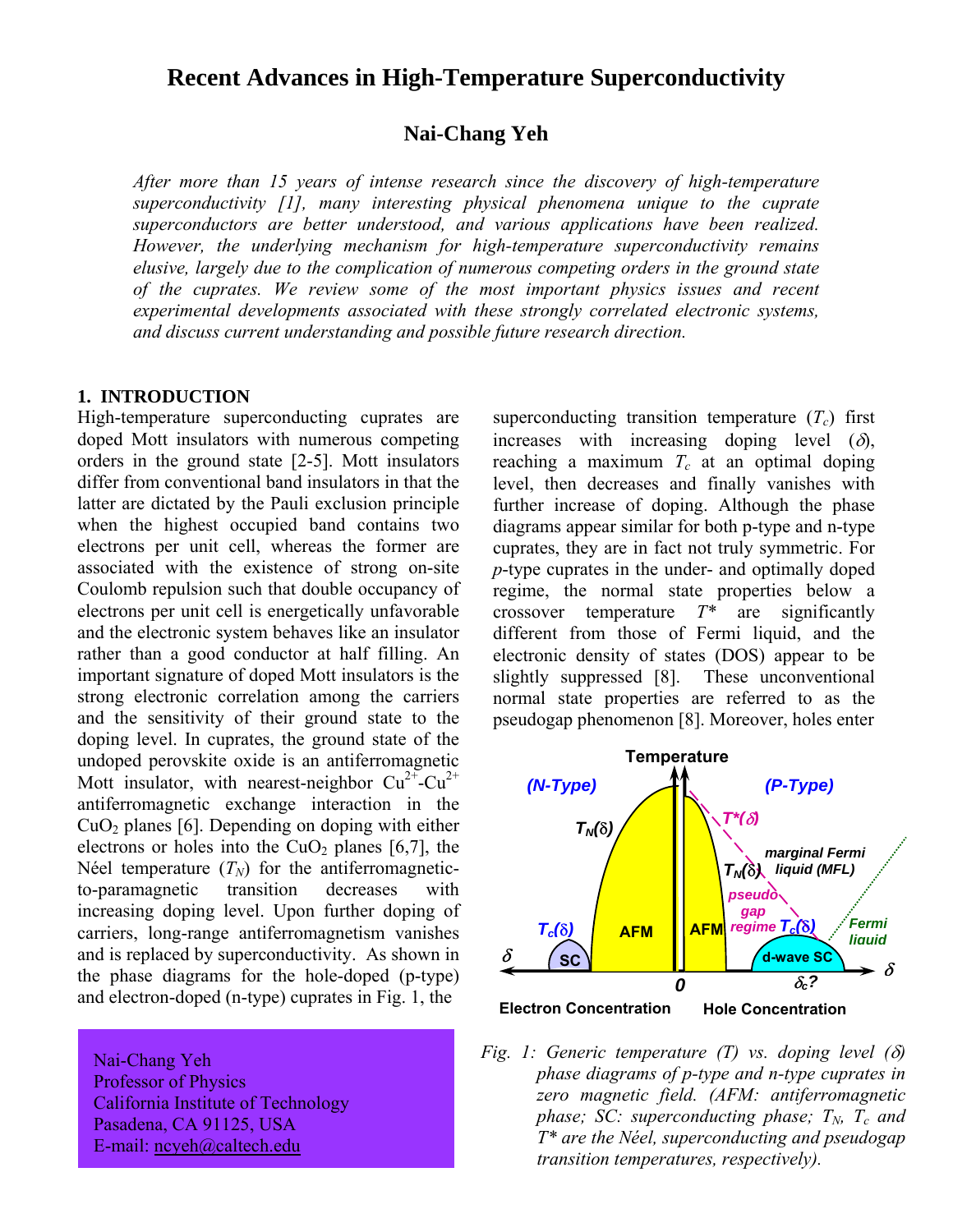# Recent Advances in High-Temperature Superconductivity

## Nai-Chang Yeh

*After more than 15 years of intense research since the discovery of high-temperature superconductivity [1], many interesting physical phenomena unique to the cuprate superconductors are better understood, and various applications have been realized. However, the underlying mechanism for high-temperature superconductivity remains elusive, largely due to the complication of numerous competing orders in the ground state of the cuprates. We review some of the most important physics issues and recent experimental developments associated with these strongly correlated electronic systems, and discuss current understanding and possible future research direction.*

### 1. INTRODUCTION

High-temperature superconducting cuprates are doped Mott insulators with numerous competing orders in the ground state [2-5]. Mott insulators differ from conventional band insulators in that the latter are dictated by the Pauli exclusion principle when the highest occupied band contains two electrons per unit cell, whereas the former are associated with the existence of strong on-site Coulomb repulsion such that double occupancy of electrons per unit cell is energetically unfavorable and the electronic system behaves like an insulator rather than a good conductor at half filling. An important signature of doped Mott insulators is the strong electronic correlation among the carriers and the sensitivity of their ground state to the doping level. In cuprates, the ground state of the undoped perovskite oxide is an antiferromagnetic Mott insulator, with nearest-neighbor $Cu^{2+}$-$Cu^{2+}$ antiferromagnetic exchange interaction in the $CuO_2$ planes [6]. Depending on doping with either electrons or holes into the $CuO_2$ planes [6,7], the Néel temperature ($T_N$) for the antiferromagnetic-to-paramagnetic transition decreases with increasing doping level. Upon further doping of carriers, long-range antiferromagnetism vanishes and is replaced by superconductivity. As shown in the phase diagrams for the hole-doped (p-type) and electron-doped (n-type) cuprates in Fig. 1, the superconducting transition temperature ($T_c$) first increases with increasing doping level ($\delta$), reaching a maximum $T_c$ at an optimal doping level, then decreases and finally vanishes with further increase of doping. Although the phase diagrams appear similar for both p-type and n-type cuprates, they are in fact not truly symmetric. For *p*-type cuprates in the under- and optimally doped regime, the normal state properties below a crossover temperature $T^*$ are significantly different from those of Fermi liquid, and the electronic density of states (DOS) appear to be slightly suppressed [8]. These unconventional normal state properties are referred to as the pseudogap phenomenon [8]. Moreover, holes enter

*Fig. 1: Generic temperature (T) vs. doping level ($\delta$) phase diagrams of p-type and n-type cuprates in zero magnetic field. (AFM: antiferromagnetic phase; SC: superconducting phase; $T_N$, $T_c$ and $T^*$ are the Néel, superconducting and pseudogap transition temperatures, respectively).*

Nai-Chang Yeh
Professor of Physics
California Institute of Technology
Pasadena, CA 91125, USA
E-mail: ncyeh@caltech.edu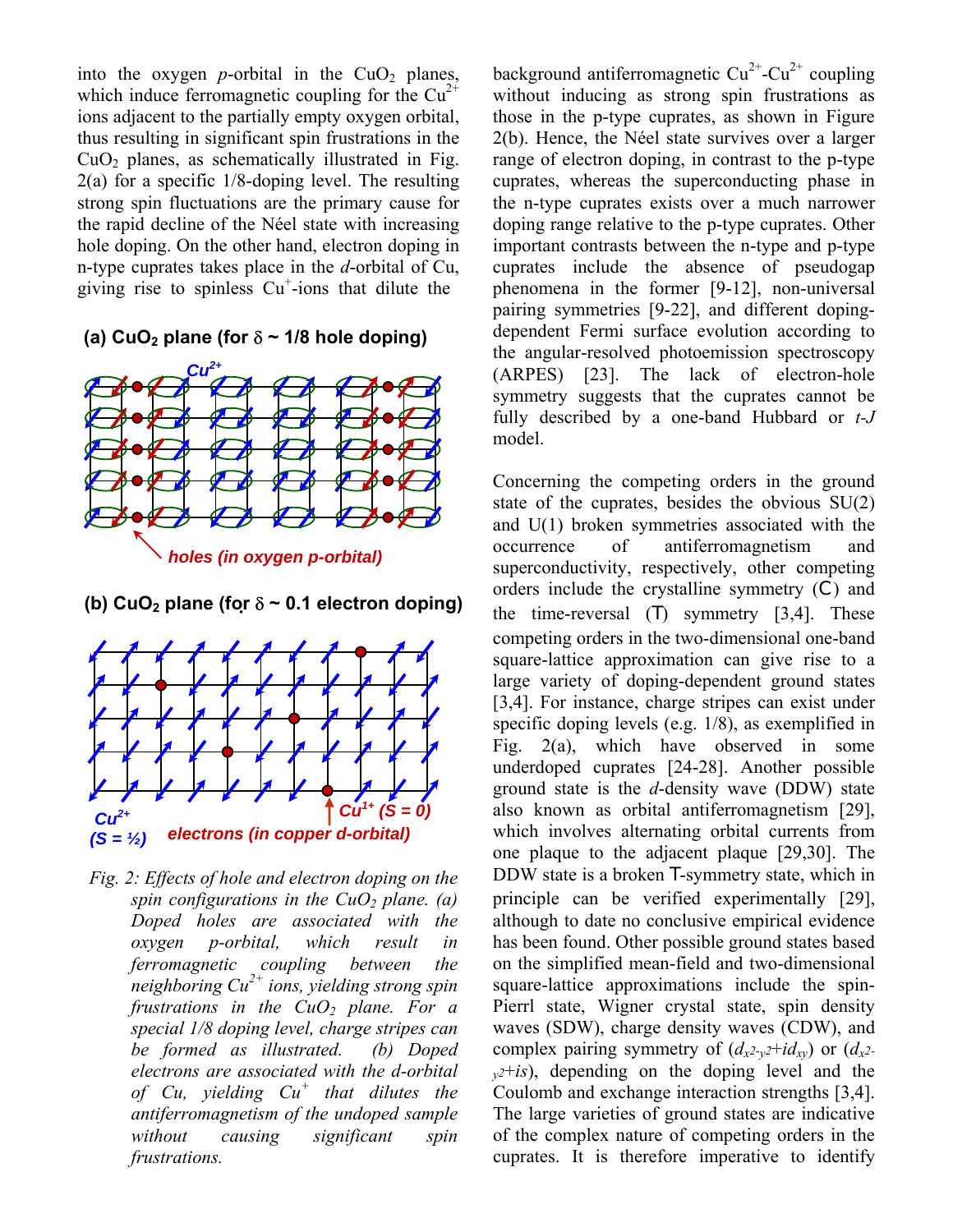into the oxygen $p$-orbital in the $CuO_2$ planes, which induce ferromagnetic coupling for the $Cu^{2+}$ ions adjacent to the partially empty oxygen orbital, thus resulting in significant spin frustrations in the $CuO_2$ planes, as schematically illustrated in Fig. 2(a) for a specific 1/8-doping level. The resulting strong spin fluctuations are the primary cause for the rapid decline of the Néel state with increasing hole doping. On the other hand, electron doping in n-type cuprates takes place in the $d$-orbital of Cu, giving rise to spinless $Cu^{+}$-ions that dilute the background antiferromagnetic $Cu^{2+}$-$Cu^{2+}$ coupling without inducing as strong spin frustrations as those in the p-type cuprates, as shown in Figure 2(b). Hence, the Néel state survives over a larger range of electron doping, in contrast to the p-type cuprates, whereas the superconducting phase in the n-type cuprates exists over a much narrower doping range relative to the p-type cuprates. Other important contrasts between the n-type and p-type cuprates include the absence of pseudogap phenomena in the former [9-12], non-universal pairing symmetries [9-22], and different doping-dependent Fermi surface evolution according to the angular-resolved photoemission spectroscopy (ARPES) [23]. The lack of electron-hole symmetry suggests that the cuprates cannot be fully described by a one-band Hubbard or $t$-$J$ model.

**(a) $CuO_2$ plane (for $\delta$ ~ 1/8 hole doping)**

$Cu^{2+}$

*holes (in oxygen p-orbital)*

**(b) $CuO_2$ plane (for $\delta$ ~ 0.1 electron doping)**

$Cu^{2+}$ ($S = ½$) *electrons (in copper d-orbital)* $Cu^{1+}$ ($S = 0$)

*Fig. 2: Effects of hole and electron doping on the spin configurations in the $CuO_2$ plane. (a) Doped holes are associated with the oxygen p-orbital, which result in ferromagnetic coupling between the neighboring $Cu^{2+}$ ions, yielding strong spin frustrations in the $CuO_2$ plane. For a special 1/8 doping level, charge stripes can be formed as illustrated. (b) Doped electrons are associated with the d-orbital of Cu, yielding $Cu^{+}$ that dilutes the antiferromagnetism of the undoped sample without causing significant spin frustrations.*

Concerning the competing orders in the ground state of the cuprates, besides the obvious SU(2) and U(1) broken symmetries associated with the occurrence of antiferromagnetism and superconductivity, respectively, other competing orders include the crystalline symmetry ($\mathcal{C}$) and the time-reversal ($\mathcal{T}$) symmetry [3,4]. These competing orders in the two-dimensional one-band square-lattice approximation can give rise to a large variety of doping-dependent ground states [3,4]. For instance, charge stripes can exist under specific doping levels (e.g. 1/8), as exemplified in Fig. 2(a), which have observed in some underdoped cuprates [24-28]. Another possible ground state is the $d$-density wave (DDW) state also known as orbital antiferromagnetism [29], which involves alternating orbital currents from one plaque to the adjacent plaque [29,30]. The DDW state is a broken $\mathcal{T}$-symmetry state, which in principle can be verified experimentally [29], although to date no conclusive empirical evidence has been found. Other possible ground states based on the simplified mean-field and two-dimensional square-lattice approximations include the spin-Pierrl state, Wigner crystal state, spin density waves (SDW), charge density waves (CDW), and complex pairing symmetry of ($d_{x^2-y^2}+id_{xy}$) or ($d_{x^2-y^2}+is$), depending on the doping level and the Coulomb and exchange interaction strengths [3,4]. The large varieties of ground states are indicative of the complex nature of competing orders in the cuprates. It is therefore imperative to identify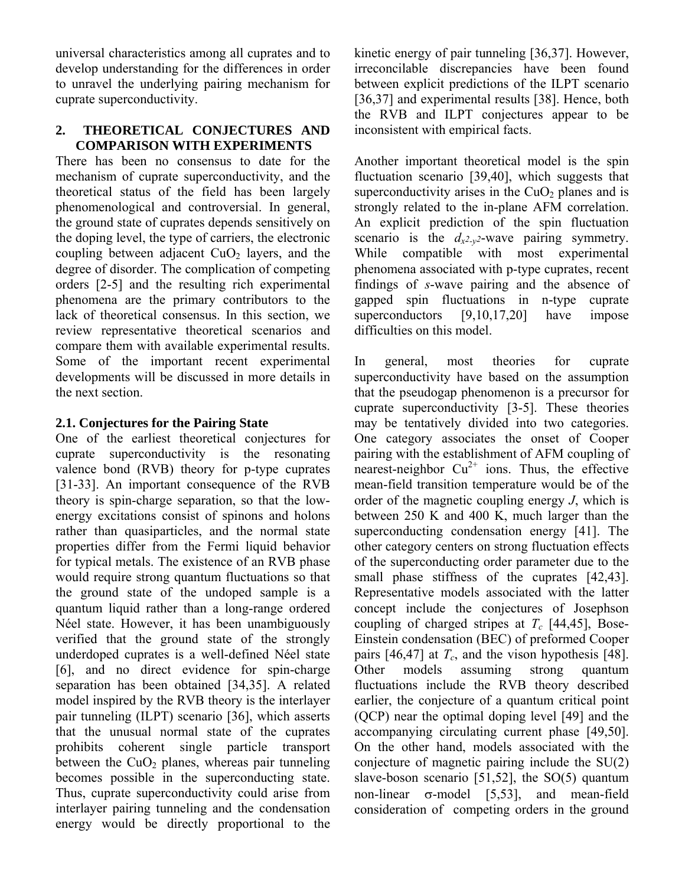universal characteristics among all cuprates and to develop understanding for the differences in order to unravel the underlying pairing mechanism for cuprate superconductivity.

## 2. THEORETICAL CONJECTURES AND COMPARISON WITH EXPERIMENTS

There has been no consensus to date for the mechanism of cuprate superconductivity, and the theoretical status of the field has been largely phenomenological and controversial. In general, the ground state of cuprates depends sensitively on the doping level, the type of carriers, the electronic coupling between adjacent $CuO_2$ layers, and the degree of disorder. The complication of competing orders [2-5] and the resulting rich experimental phenomena are the primary contributors to the lack of theoretical consensus. In this section, we review representative theoretical scenarios and compare them with available experimental results. Some of the important recent experimental developments will be discussed in more details in the next section.

### 2.1. Conjectures for the Pairing State

One of the earliest theoretical conjectures for cuprate superconductivity is the resonating valence bond (RVB) theory for p-type cuprates [31-33]. An important consequence of the RVB theory is spin-charge separation, so that the low-energy excitations consist of spinons and holons rather than quasiparticles, and the normal state properties differ from the Fermi liquid behavior for typical metals. The existence of an RVB phase would require strong quantum fluctuations so that the ground state of the undoped sample is a quantum liquid rather than a long-range ordered Néel state. However, it has been unambiguously verified that the ground state of the strongly underdoped cuprates is a well-defined Néel state [6], and no direct evidence for spin-charge separation has been obtained [34,35]. A related model inspired by the RVB theory is the interlayer pair tunneling (ILPT) scenario [36], which asserts that the unusual normal state of the cuprates prohibits coherent single particle transport between the $CuO_2$ planes, whereas pair tunneling becomes possible in the superconducting state. Thus, cuprate superconductivity could arise from interlayer pairing tunneling and the condensation energy would be directly proportional to the kinetic energy of pair tunneling [36,37]. However, irreconcilable discrepancies have been found between explicit predictions of the ILPT scenario [36,37] and experimental results [38]. Hence, both the RVB and ILPT conjectures appear to be inconsistent with empirical facts.

Another important theoretical model is the spin fluctuation scenario [39,40], which suggests that superconductivity arises in the $CuO_2$ planes and is strongly related to the in-plane AFM correlation. An explicit prediction of the spin fluctuation scenario is the $d_{x^2-y^2}$-wave pairing symmetry. While compatible with most experimental phenomena associated with p-type cuprates, recent findings of *s*-wave pairing and the absence of gapped spin fluctuations in n-type cuprate superconductors [9,10,17,20] have impose difficulties on this model.

In general, most theories for cuprate superconductivity have based on the assumption that the pseudogap phenomenon is a precursor for cuprate superconductivity [3-5]. These theories may be tentatively divided into two categories. One category associates the onset of Cooper pairing with the establishment of AFM coupling of nearest-neighbor $Cu^{2+}$ ions. Thus, the effective mean-field transition temperature would be of the order of the magnetic coupling energy $J$, which is between 250 K and 400 K, much larger than the superconducting condensation energy [41]. The other category centers on strong fluctuation effects of the superconducting order parameter due to the small phase stiffness of the cuprates [42,43]. Representative models associated with the latter concept include the conjectures of Josephson coupling of charged stripes at $T_c$ [44,45], Bose-Einstein condensation (BEC) of preformed Cooper pairs [46,47] at $T_c$, and the vison hypothesis [48]. Other models assuming strong quantum fluctuations include the RVB theory described earlier, the conjecture of a quantum critical point (QCP) near the optimal doping level [49] and the accompanying circulating current phase [49,50]. On the other hand, models associated with the conjecture of magnetic pairing include the SU(2) slave-boson scenario [51,52], the SO(5) quantum non-linear $\sigma$-model [5,53], and mean-field consideration of competing orders in the ground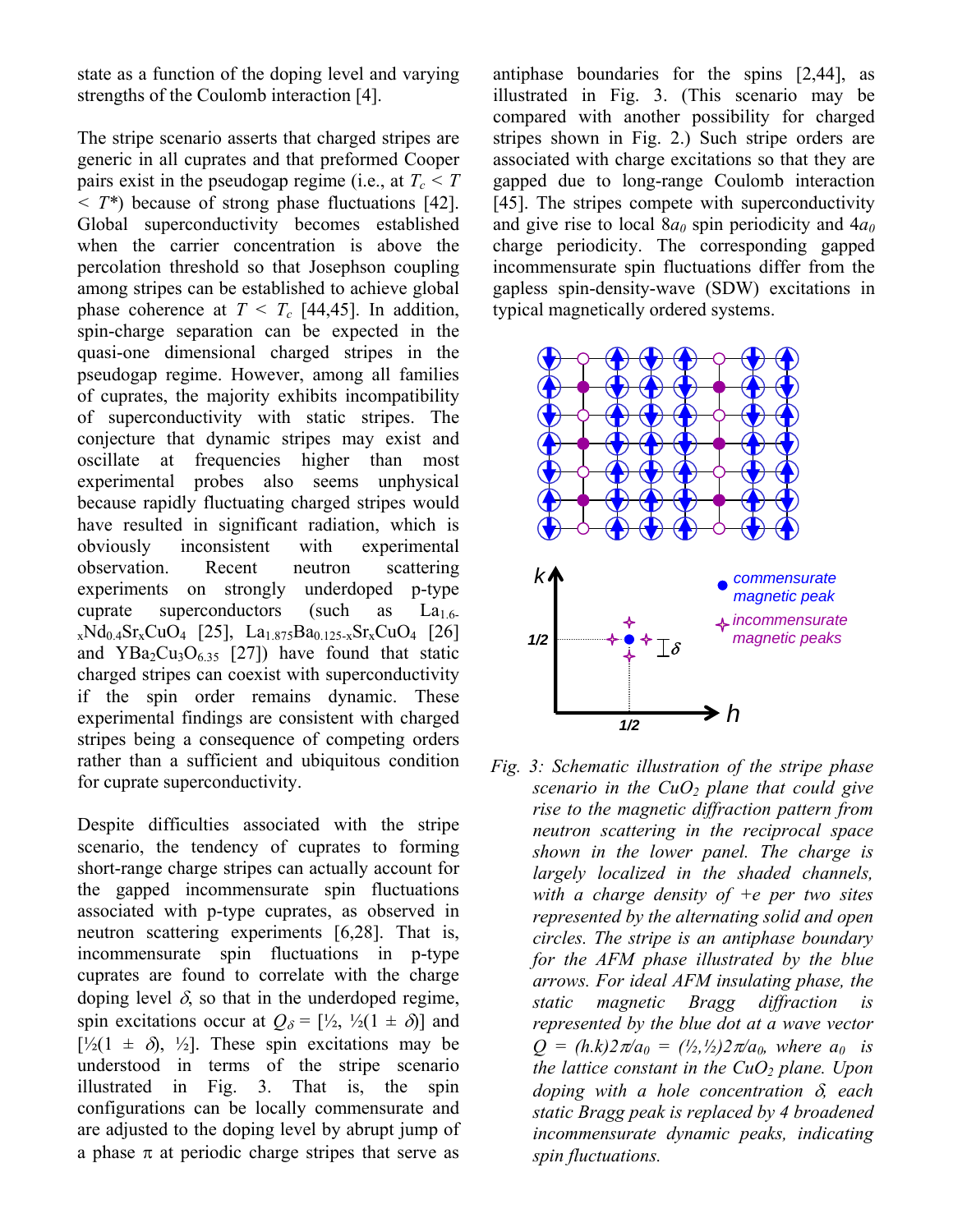state as a function of the doping level and varying strengths of the Coulomb interaction [4].

The stripe scenario asserts that charged stripes are generic in all cuprates and that preformed Cooper pairs exist in the pseudogap regime (i.e., at $T_c < T < T^*$) because of strong phase fluctuations [42]. Global superconductivity becomes established when the carrier concentration is above the percolation threshold so that Josephson coupling among stripes can be established to achieve global phase coherence at $T < T_c$ [44,45]. In addition, spin-charge separation can be expected in the quasi-one dimensional charged stripes in the pseudogap regime. However, among all families of cuprates, the majority exhibits incompatibility of superconductivity with static stripes. The conjecture that dynamic stripes may exist and oscillate at frequencies higher than most experimental probes also seems unphysical because rapidly fluctuating charged stripes would have resulted in significant radiation, which is obviously inconsistent with experimental observation. Recent neutron scattering experiments on strongly underdoped p-type cuprate superconductors (such as $La_{1.6-x}Nd_{0.4}Sr_xCuO_4$ [25], $La_{1.875}Ba_{0.125-x}Sr_xCuO_4$ [26] and $YBa_2Cu_3O_{6.35}$ [27]) have found that static charged stripes can coexist with superconductivity if the spin order remains dynamic. These experimental findings are consistent with charged stripes being a consequence of competing orders rather than a sufficient and ubiquitous condition for cuprate superconductivity.

Despite difficulties associated with the stripe scenario, the tendency of cuprates to forming short-range charge stripes can actually account for the gapped incommensurate spin fluctuations associated with p-type cuprates, as observed in neutron scattering experiments [6,28]. That is, incommensurate spin fluctuations in p-type cuprates are found to correlate with the charge doping level $\delta$, so that in the underdoped regime, spin excitations occur at $Q_\delta = [½, ½(1 \pm \delta)]$ and $[½(1 \pm \delta), ½]$. These spin excitations may be understood in terms of the stripe scenario illustrated in Fig. 3. That is, the spin configurations can be locally commensurate and are adjusted to the doping level by abrupt jump of a phase $\pi$ at periodic charge stripes that serve as antiphase boundaries for the spins [2,44], as illustrated in Fig. 3. (This scenario may be compared with another possibility for charged stripes shown in Fig. 2.) Such stripe orders are associated with charge excitations so that they are gapped due to long-range Coulomb interaction [45]. The stripes compete with superconductivity and give rise to local $8a_0$ spin periodicity and $4a_0$ charge periodicity. The corresponding gapped incommensurate spin fluctuations differ from the gapless spin-density-wave (SDW) excitations in typical magnetically ordered systems.

*Fig. 3: Schematic illustration of the stripe phase scenario in the $CuO_2$ plane that could give rise to the magnetic diffraction pattern from neutron scattering in the reciprocal space shown in the lower panel. The charge is largely localized in the shaded channels, with a charge density of +e per two sites represented by the alternating solid and open circles. The stripe is an antiphase boundary for the AFM phase illustrated by the blue arrows. For ideal AFM insulating phase, the static magnetic Bragg diffraction is represented by the blue dot at a wave vector $Q = (h.k)2\pi/a_0 = (½,½)2\pi/a_0$, where $a_0$ is the lattice constant in the $CuO_2$ plane. Upon doping with a hole concentration $\delta$, each static Bragg peak is replaced by 4 broadened incommensurate dynamic peaks, indicating spin fluctuations.*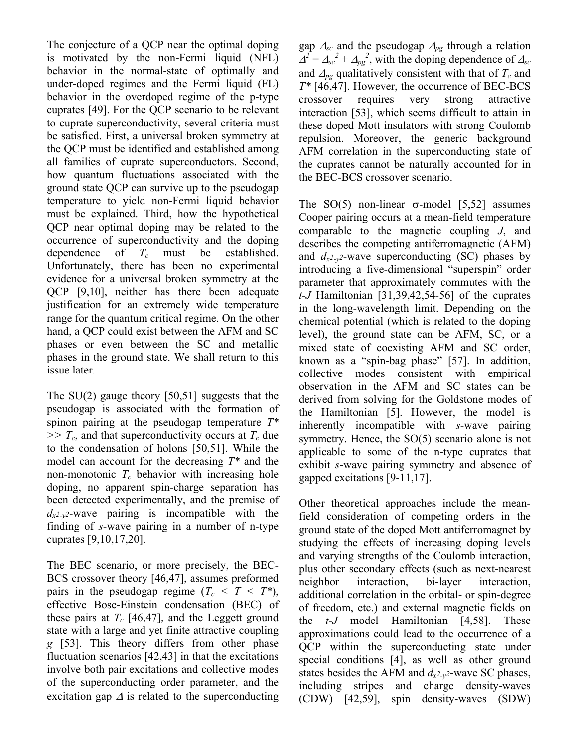The conjecture of a QCP near the optimal doping is motivated by the non-Fermi liquid (NFL) behavior in the normal-state of optimally and under-doped regimes and the Fermi liquid (FL) behavior in the overdoped regime of the p-type cuprates [49]. For the QCP scenario to be relevant to cuprate superconductivity, several criteria must be satisfied. First, a universal broken symmetry at the QCP must be identified and established among all families of cuprate superconductors. Second, how quantum fluctuations associated with the ground state QCP can survive up to the pseudogap temperature to yield non-Fermi liquid behavior must be explained. Third, how the hypothetical QCP near optimal doping may be related to the occurrence of superconductivity and the doping dependence of $T_c$ must be established. Unfortunately, there has been no experimental evidence for a universal broken symmetry at the QCP [9,10], neither has there been adequate justification for an extremely wide temperature range for the quantum critical regime. On the other hand, a QCP could exist between the AFM and SC phases or even between the SC and metallic phases in the ground state. We shall return to this issue later.

The SU(2) gauge theory [50,51] suggests that the pseudogap is associated with the formation of spinon pairing at the pseudogap temperature $T^* >> T_c$, and that superconductivity occurs at $T_c$ due to the condensation of holons [50,51]. While the model can account for the decreasing $T^*$ and the non-monotonic $T_c$ behavior with increasing hole doping, no apparent spin-charge separation has been detected experimentally, and the premise of $d_{x^2-y^2}$-wave pairing is incompatible with the finding of *s*-wave pairing in a number of n-type cuprates [9,10,17,20].

The BEC scenario, or more precisely, the BEC-BCS crossover theory [46,47], assumes preformed pairs in the pseudogap regime ($T_c < T < T^*$), effective Bose-Einstein condensation (BEC) of these pairs at $T_c$ [46,47], and the Leggett ground state with a large and yet finite attractive coupling $g$ [53]. This theory differs from other phase fluctuation scenarios [42,43] in that the excitations involve both pair excitations and collective modes of the superconducting order parameter, and the excitation gap $\Delta$ is related to the superconducting gap $\Delta_{sc}$ and the pseudogap $\Delta_{pg}$ through a relation $\Delta^2 = \Delta_{sc}^2 + \Delta_{pg}^2$, with the doping dependence of $\Delta_{sc}$ and $\Delta_{pg}$ qualitatively consistent with that of $T_c$ and $T^*$ [46,47]. However, the occurrence of BEC-BCS crossover requires very strong attractive interaction [53], which seems difficult to attain in these doped Mott insulators with strong Coulomb repulsion. Moreover, the generic background AFM correlation in the superconducting state of the cuprates cannot be naturally accounted for in the BEC-BCS crossover scenario.

The SO(5) non-linear $\sigma$-model [5,52] assumes Cooper pairing occurs at a mean-field temperature comparable to the magnetic coupling $J$, and describes the competing antiferromagnetic (AFM) and $d_{x^2-y^2}$-wave superconducting (SC) phases by introducing a five-dimensional "superspin" order parameter that approximately commutes with the *t-J* Hamiltonian [31,39,42,54-56] of the cuprates in the long-wavelength limit. Depending on the chemical potential (which is related to the doping level), the ground state can be AFM, SC, or a mixed state of coexisting AFM and SC order, known as a "spin-bag phase" [57]. In addition, collective modes consistent with empirical observation in the AFM and SC states can be derived from solving for the Goldstone modes of the Hamiltonian [5]. However, the model is inherently incompatible with *s*-wave pairing symmetry. Hence, the SO(5) scenario alone is not applicable to some of the n-type cuprates that exhibit *s*-wave pairing symmetry and absence of gapped excitations [9-11,17].

Other theoretical approaches include the mean-field consideration of competing orders in the ground state of the doped Mott antiferromagnet by studying the effects of increasing doping levels and varying strengths of the Coulomb interaction, plus other secondary effects (such as next-nearest neighbor interaction, bi-layer interaction, additional correlation in the orbital- or spin-degree of freedom, etc.) and external magnetic fields on the *t-J* model Hamiltonian [4,58]. These approximations could lead to the occurrence of a QCP within the superconducting state under special conditions [4], as well as other ground states besides the AFM and $d_{x^2-y^2}$-wave SC phases, including stripes and charge density-waves (CDW) [42,59], spin density-waves (SDW)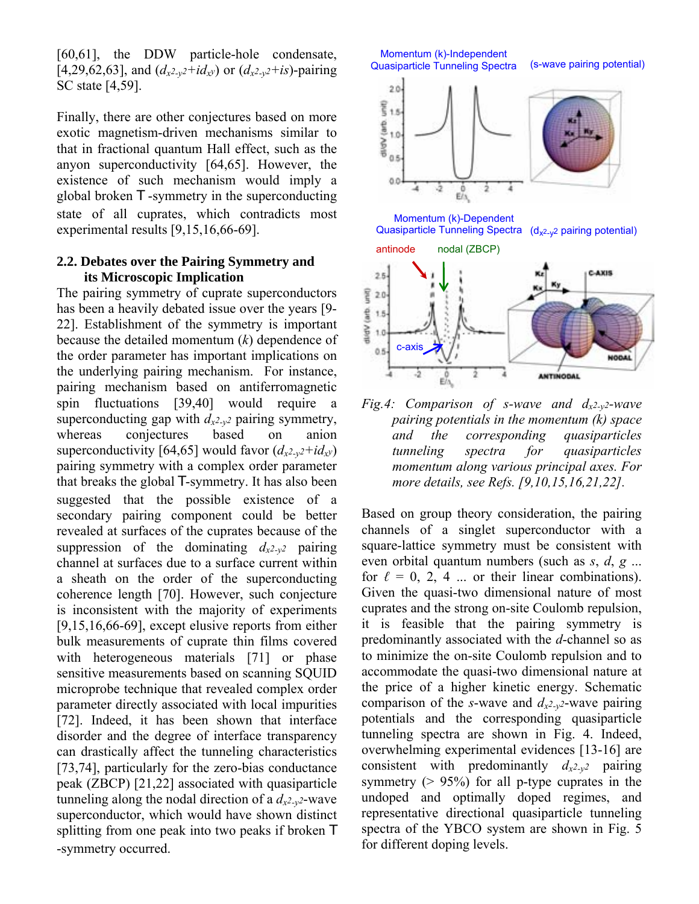[60,61], the DDW particle-hole condensate, [4,29,62,63], and ($d_{x^2-y^2}+id_{xy}$) or ($d_{x^2-y^2}+is$)-pairing SC state [4,59].

Finally, there are other conjectures based on more exotic magnetism-driven mechanisms similar to that in fractional quantum Hall effect, such as the anyon superconductivity [64,65]. However, the existence of such mechanism would imply a global broken T-symmetry in the superconducting state of all cuprates, which contradicts most experimental results [9,15,16,66-69].

### 2.2. Debates over the Pairing Symmetry and its Microscopic Implication

The pairing symmetry of cuprate superconductors has been a heavily debated issue over the years [9-22]. Establishment of the symmetry is important because the detailed momentum ($k$) dependence of the order parameter has important implications on the underlying pairing mechanism. For instance, pairing mechanism based on antiferromagnetic spin fluctuations [39,40] would require a superconducting gap with $d_{x^2-y^2}$ pairing symmetry, whereas conjectures based on anion superconductivity [64,65] would favor ($d_{x^2-y^2}+id_{xy}$) pairing symmetry with a complex order parameter that breaks the global T-symmetry. It has also been suggested that the possible existence of a secondary pairing component could be better revealed at surfaces of the cuprates because of the suppression of the dominating $d_{x^2-y^2}$ pairing channel at surfaces due to a surface current within a sheath on the order of the superconducting coherence length [70]. However, such conjecture is inconsistent with the majority of experiments [9,15,16,66-69], except elusive reports from either bulk measurements of cuprate thin films covered with heterogeneous materials [71] or phase sensitive measurements based on scanning SQUID microprobe technique that revealed complex order parameter directly associated with local impurities [72]. Indeed, it has been shown that interface disorder and the degree of interface transparency can drastically affect the tunneling characteristics [73,74], particularly for the zero-bias conductance peak (ZBCP) [21,22] associated with quasiparticle tunneling along the nodal direction of a $d_{x^2-y^2}$-wave superconductor, which would have shown distinct splitting from one peak into two peaks if broken T-symmetry occurred.

*Fig.4: Comparison of s-wave and $d_{x^2-y^2}$-wave pairing potentials in the momentum (k) space and the corresponding quasiparticles tunneling spectra for quasiparticles momentum along various principal axes. For more details, see Refs. [9,10,15,16,21,22].*

Based on group theory consideration, the pairing channels of a singlet superconductor with a square-lattice symmetry must be consistent with even orbital quantum numbers (such as $s$, $d$, $g$ ... for $\ell$ = 0, 2, 4 ... or their linear combinations). Given the quasi-two dimensional nature of most cuprates and the strong on-site Coulomb repulsion, it is feasible that the pairing symmetry is predominantly associated with the $d$-channel so as to minimize the on-site Coulomb repulsion and to accommodate the quasi-two dimensional nature at the price of a higher kinetic energy. Schematic comparison of the $s$-wave and $d_{x^2-y^2}$-wave pairing potentials and the corresponding quasiparticle tunneling spectra are shown in Fig. 4. Indeed, overwhelming experimental evidences [13-16] are consistent with predominantly $d_{x^2-y^2}$ pairing symmetry (> 95%) for all p-type cuprates in the undoped and optimally doped regimes, and representative directional quasiparticle tunneling spectra of the YBCO system are shown in Fig. 5 for different doping levels.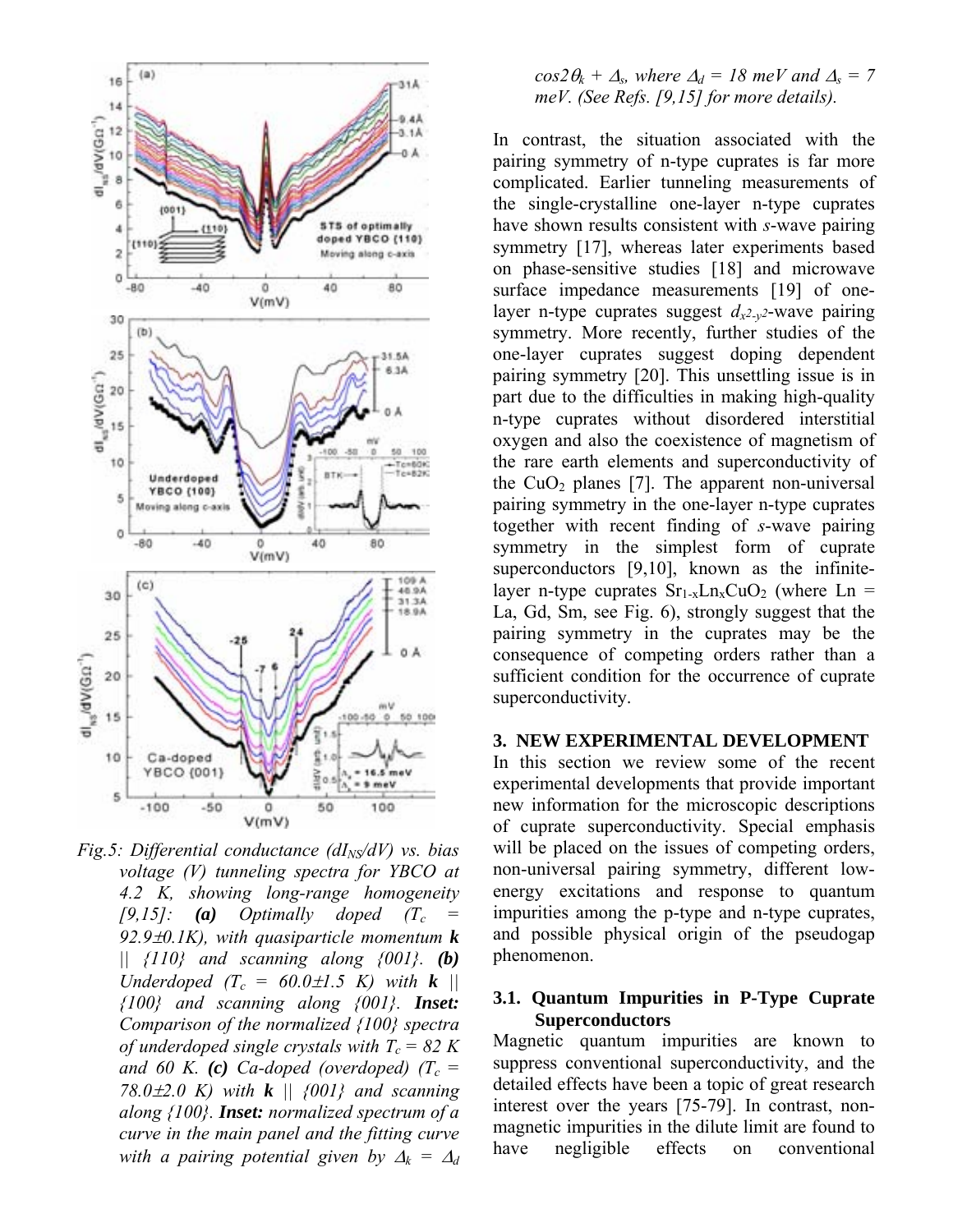Fig.5: Differential conductance ($dI_{NS}/dV$) vs. bias voltage ($V$) tunneling spectra for YBCO at 4.2 K, showing long-range homogeneity [9,15]: ***(a)*** Optimally doped ($T_c$ = 92.9±0.1K), with quasiparticle momentum $\mathbf{k}$ || {110} and scanning along {001}. ***(b)*** Underdoped ($T_c$ = 60.0±1.5 K) with $\mathbf{k}$ || {100} and scanning along {001}. ***Inset:*** Comparison of the normalized {100} spectra of underdoped single crystals with $T_c$ = 82 K and 60 K. ***(c)*** Ca-doped (overdoped) ($T_c$ = 78.0±2.0 K) with $\mathbf{k}$ || {001} and scanning along {100}. ***Inset:*** normalized spectrum of a curve in the main panel and the fitting curve with a pairing potential given by $\Delta_k = \Delta_d \cos 2\theta_k + \Delta_s$, where $\Delta_d$ = 18 meV and $\Delta_s$ = 7 meV. (See Refs. [9,15] for more details).

In contrast, the situation associated with the pairing symmetry of n-type cuprates is far more complicated. Earlier tunneling measurements of the single-crystalline one-layer n-type cuprates have shown results consistent with *s*-wave pairing symmetry [17], whereas later experiments based on phase-sensitive studies [18] and microwave surface impedance measurements [19] of one-layer n-type cuprates suggest $d_{x^2-y^2}$-wave pairing symmetry. More recently, further studies of the one-layer cuprates suggest doping dependent pairing symmetry [20]. This unsettling issue is in part due to the difficulties in making high-quality n-type cuprates without disordered interstitial oxygen and also the coexistence of magnetism of the rare earth elements and superconductivity of the $CuO_2$ planes [7]. The apparent non-universal pairing symmetry in the one-layer n-type cuprates together with recent finding of *s*-wave pairing symmetry in the simplest form of cuprate superconductors [9,10], known as the infinite-layer n-type cuprates $Sr_{1-x}Ln_xCuO_2$ (where Ln = La, Gd, Sm, see Fig. 6), strongly suggest that the pairing symmetry in the cuprates may be the consequence of competing orders rather than a sufficient condition for the occurrence of cuprate superconductivity.

## 3. NEW EXPERIMENTAL DEVELOPMENT

In this section we review some of the recent experimental developments that provide important new information for the microscopic descriptions of cuprate superconductivity. Special emphasis will be placed on the issues of competing orders, non-universal pairing symmetry, different low-energy excitations and response to quantum impurities among the p-type and n-type cuprates, and possible physical origin of the pseudogap phenomenon.

### 3.1. Quantum Impurities in P-Type Cuprate Superconductors

Magnetic quantum impurities are known to suppress conventional superconductivity, and the detailed effects have been a topic of great research interest over the years [75-79]. In contrast, non-magnetic impurities in the dilute limit are found to have negligible effects on conventional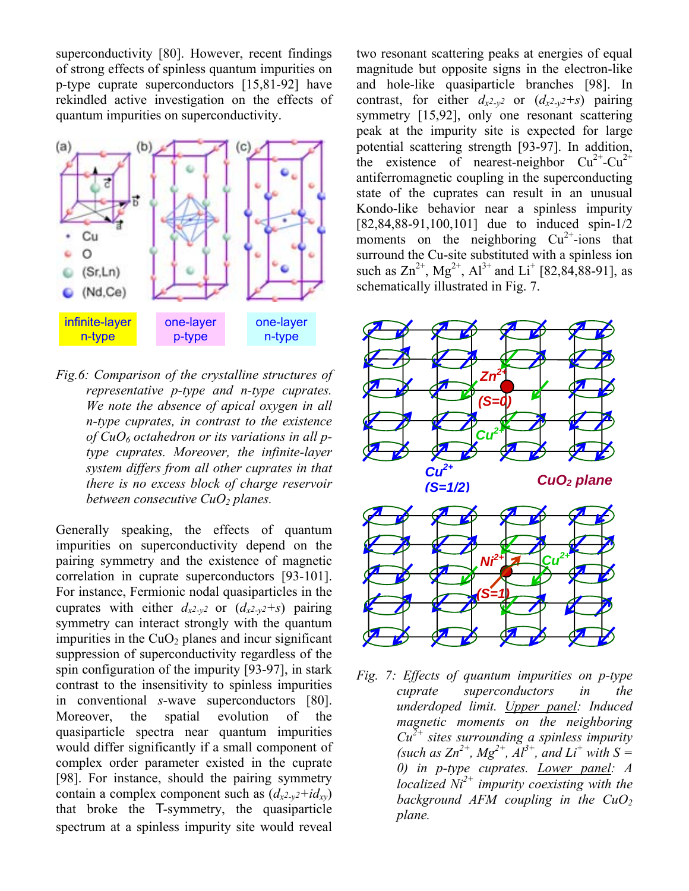superconductivity [80]. However, recent findings of strong effects of spinless quantum impurities on p-type cuprate superconductors [15,81-92] have rekindled active investigation on the effects of quantum impurities on superconductivity.

*Fig.6: Comparison of the crystalline structures of representative p-type and n-type cuprates. We note the absence of apical oxygen in all n-type cuprates, in contrast to the existence of $CuO_6$ octahedron or its variations in all p-type cuprates. Moreover, the infinite-layer system differs from all other cuprates in that there is no excess block of charge reservoir between consecutive $CuO_2$ planes.*

Generally speaking, the effects of quantum impurities on superconductivity depend on the pairing symmetry and the existence of magnetic correlation in cuprate superconductors [93-101]. For instance, Fermionic nodal quasiparticles in the cuprates with either $d_{x^2-y^2}$ or $(d_{x^2-y^2}+s)$ pairing symmetry can interact strongly with the quantum impurities in the $CuO_2$ planes and incur significant suppression of superconductivity regardless of the spin configuration of the impurity [93-97], in stark contrast to the insensitivity to spinless impurities in conventional *s*-wave superconductors [80]. Moreover, the spatial evolution of the quasiparticle spectra near quantum impurities would differ significantly if a small component of complex order parameter existed in the cuprate [98]. For instance, should the pairing symmetry contain a complex component such as $(d_{x^2-y^2}+id_{xy})$ that broke the T-symmetry, the quasiparticle spectrum at a spinless impurity site would reveal two resonant scattering peaks at energies of equal magnitude but opposite signs in the electron-like and hole-like quasiparticle branches [98]. In contrast, for either $d_{x^2-y^2}$ or $(d_{x^2-y^2}+s)$ pairing symmetry [15,92], only one resonant scattering peak at the impurity site is expected for large potential scattering strength [93-97]. In addition, the existence of nearest-neighbor $Cu^{2+}$-$Cu^{2+}$ antiferromagnetic coupling in the superconducting state of the cuprates can result in an unusual Kondo-like behavior near a spinless impurity [82,84,88-91,100,101] due to induced spin-1/2 moments on the neighboring $Cu^{2+}$-ions that surround the Cu-site substituted with a spinless ion such as $Zn^{2+}$, $Mg^{2+}$, $Al^{3+}$ and $Li^{+}$ [82,84,88-91], as schematically illustrated in Fig. 7.

*Fig. 7: Effects of quantum impurities on p-type cuprate superconductors in the underdoped limit. Upper panel: Induced magnetic moments on the neighboring $Cu^{2+}$ sites surrounding a spinless impurity (such as $Zn^{2+}$, $Mg^{2+}$, $Al^{3+}$, and $Li^{+}$ with $S = 0$) in p-type cuprates. Lower panel: A localized $Ni^{2+}$ impurity coexisting with the background AFM coupling in the $CuO_2$ plane.*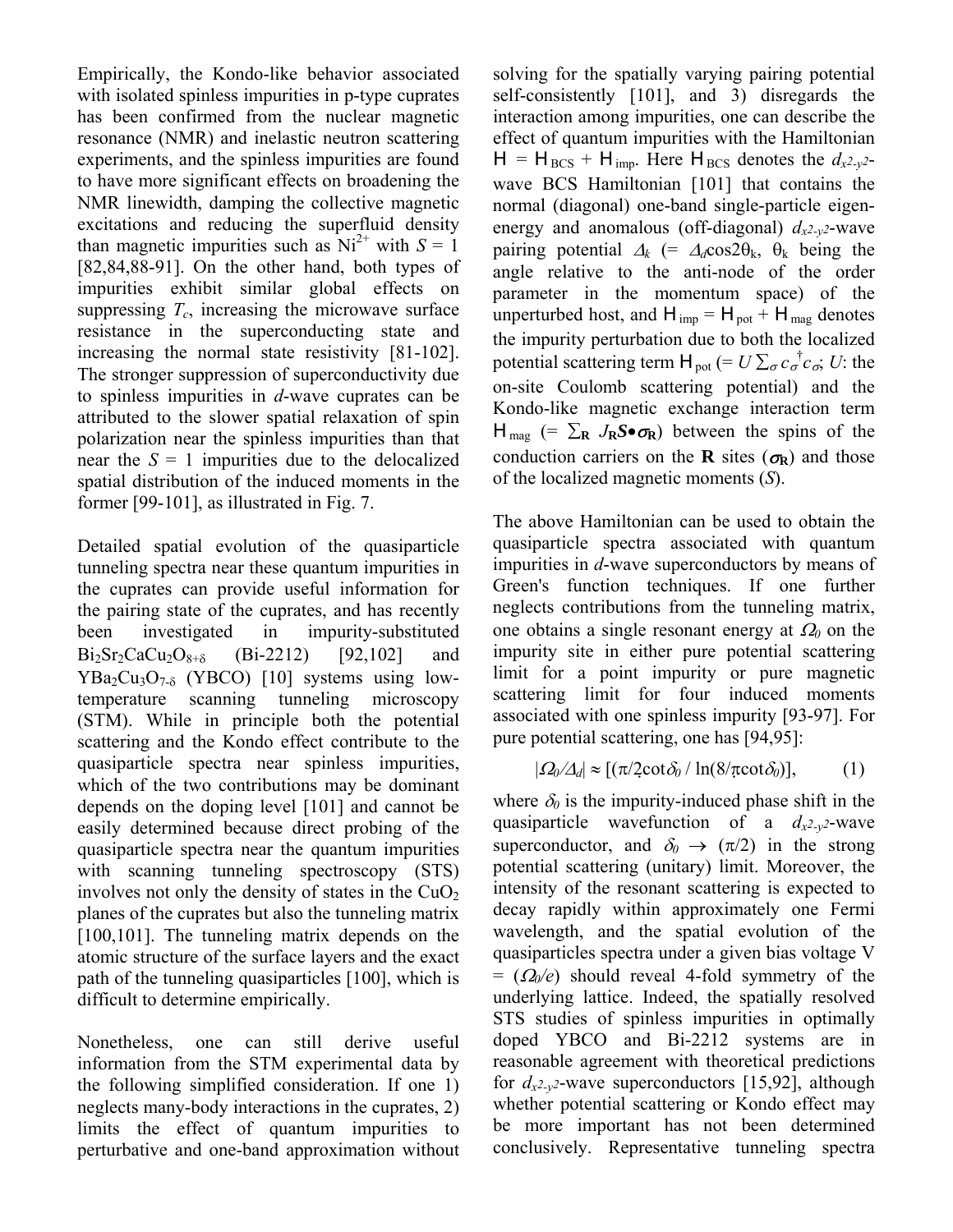Empirically, the Kondo-like behavior associated with isolated spinless impurities in p-type cuprates has been confirmed from the nuclear magnetic resonance (NMR) and inelastic neutron scattering experiments, and the spinless impurities are found to have more significant effects on broadening the NMR linewidth, damping the collective magnetic excitations and reducing the superfluid density than magnetic impurities such as $Ni^{2+}$ with $S$ = 1 [82,84,88-91]. On the other hand, both types of impurities exhibit similar global effects on suppressing $T_c$, increasing the microwave surface resistance in the superconducting state and increasing the normal state resistivity [81-102]. The stronger suppression of superconductivity due to spinless impurities in *d*-wave cuprates can be attributed to the slower spatial relaxation of spin polarization near the spinless impurities than that near the $S$ = 1 impurities due to the delocalized spatial distribution of the induced moments in the former [99-101], as illustrated in Fig. 7.

Detailed spatial evolution of the quasiparticle tunneling spectra near these quantum impurities in the cuprates can provide useful information for the pairing state of the cuprates, and has recently been investigated in impurity-substituted $Bi_2Sr_2CaCu_2O_{8+\delta}$ (Bi-2212) [92,102] and $YBa_2Cu_3O_{7-\delta}$ (YBCO) [10] systems using low-temperature scanning tunneling microscopy (STM). While in principle both the potential scattering and the Kondo effect contribute to the quasiparticle spectra near spinless impurities, which of the two contributions may be dominant depends on the doping level [101] and cannot be easily determined because direct probing of the quasiparticle spectra near the quantum impurities with scanning tunneling spectroscopy (STS) involves not only the density of states in the $CuO_2$ planes of the cuprates but also the tunneling matrix [100,101]. The tunneling matrix depends on the atomic structure of the surface layers and the exact path of the tunneling quasiparticles [100], which is difficult to determine empirically.

Nonetheless, one can still derive useful information from the STM experimental data by the following simplified consideration. If one 1) neglects many-body interactions in the cuprates, 2) limits the effect of quantum impurities to perturbative and one-band approximation without solving for the spatially varying pairing potential self-consistently [101], and 3) disregards the interaction among impurities, one can describe the effect of quantum impurities with the Hamiltonian $\mathcal{H} = \mathcal{H}_{BCS} + \mathcal{H}_{imp}$. Here $\mathcal{H}_{BCS}$ denotes the $d_{x^2-y^2}$-wave BCS Hamiltonian [101] that contains the normal (diagonal) one-band single-particle eigen-energy and anomalous (off-diagonal) $d_{x^2-y^2}$-wave pairing potential $\Delta_k$ (= $\Delta_d \cos 2\theta_k$, $\theta_k$ being the angle relative to the anti-node of the order parameter in the momentum space) of the unperturbed host, and $\mathcal{H}_{imp} = \mathcal{H}_{pot} + \mathcal{H}_{mag}$ denotes the impurity perturbation due to both the localized potential scattering term $\mathcal{H}_{pot}$ (= $U \sum_\sigma c_\sigma^\dagger c_\sigma$; $U$: the on-site Coulomb scattering potential) and the Kondo-like magnetic exchange interaction term $\mathcal{H}_{mag}$ (= $\sum_{\mathbf{R}} J_{\mathbf{R}} \mathbf{S} \bullet \boldsymbol{\sigma}_{\mathbf{R}}$) between the spins of the conduction carriers on the **R** sites ($\boldsymbol{\sigma}_{\mathbf{R}}$) and those of the localized magnetic moments ($S$).

The above Hamiltonian can be used to obtain the quasiparticle spectra associated with quantum impurities in *d*-wave superconductors by means of Green's function techniques. If one further neglects contributions from the tunneling matrix, one obtains a single resonant energy at $\Omega_0$ on the impurity site in either pure potential scattering limit for a point impurity or pure magnetic scattering limit for four induced moments associated with one spinless impurity [93-97]. For pure potential scattering, one has [94,95]:

$$|\Omega_0/\Delta_d| \approx [(\pi/2 \cot\delta_0 / \ln(8/\pi\cot\delta_0)], \qquad (1)$$

where $\delta_0$ is the impurity-induced phase shift in the quasiparticle wavefunction of a $d_{x^2-y^2}$-wave superconductor, and $\delta_0 \to (\pi/2)$ in the strong potential scattering (unitary) limit. Moreover, the intensity of the resonant scattering is expected to decay rapidly within approximately one Fermi wavelength, and the spatial evolution of the quasiparticles spectra under a given bias voltage V = ($\Omega_0/e$) should reveal 4-fold symmetry of the underlying lattice. Indeed, the spatially resolved STS studies of spinless impurities in optimally doped YBCO and Bi-2212 systems are in reasonable agreement with theoretical predictions for $d_{x^2-y^2}$-wave superconductors [15,92], although whether potential scattering or Kondo effect may be more important has not been determined conclusively. Representative tunneling spectra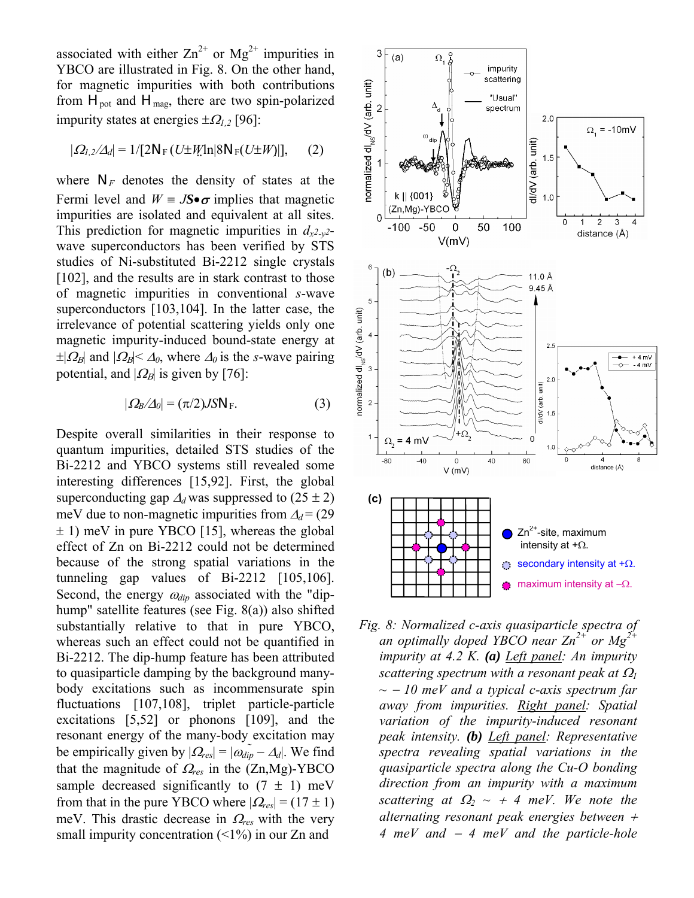associated with either $Zn^{2+}$ or $Mg^{2+}$ impurities in YBCO are illustrated in Fig. 8. On the other hand, for magnetic impurities with both contributions from $H_{pot}$ and $H_{mag}$, there are two spin-polarized impurity states at energies $\pm\Omega_{1,2}$ [96]:

$$|\Omega_{1,2}/\Delta_d| = 1/[2N_F(U \pm W)\ln|8N_F(U \pm W)|], \quad (2)$$

where $N_F$ denotes the density of states at the Fermi level and $W \equiv J\mathbf{S}\bullet\boldsymbol{\sigma}$ implies that magnetic impurities are isolated and equivalent at all sites. This prediction for magnetic impurities in $d_{x^2-y^2}$-wave superconductors has been verified by STS studies of Ni-substituted Bi-2212 single crystals [102], and the results are in stark contrast to those of magnetic impurities in conventional *s*-wave superconductors [103,104]. In the latter case, the irrelevance of potential scattering yields only one magnetic impurity-induced bound-state energy at $\pm|\Omega_B|$ and $|\Omega_B| < \Delta_0$, where $\Delta_0$ is the *s*-wave pairing potential, and $|\Omega_B|$ is given by [76]:

$$|\Omega_B/\Delta_0| = (\pi/2)JSN_F. \quad (3)$$

Despite overall similarities in their response to quantum impurities, detailed STS studies of the Bi-2212 and YBCO systems still revealed some interesting differences [15,92]. First, the global superconducting gap $\Delta_d$ was suppressed to $(25 \pm 2)$ meV due to non-magnetic impurities from $\Delta_d = (29 \pm 1)$ meV in pure YBCO [15], whereas the global effect of Zn on Bi-2212 could not be determined because of the strong spatial variations in the tunneling gap values of Bi-2212 [105,106]. Second, the energy $\omega_{dip}$ associated with the "dip-hump" satellite features (see Fig. 8(a)) also shifted substantially relative to that in pure YBCO, whereas such an effect could not be quantified in Bi-2212. The dip-hump feature has been attributed to quasiparticle damping by the background many-body excitations such as incommensurate spin fluctuations [107,108], triplet particle-particle excitations [5,52] or phonons [109], and the resonant energy of the many-body excitation may be empirically given by $|\Omega_{res}| = |\omega_{dip} - \Delta_d|$. We find that the magnitude of $\Omega_{res}$ in the (Zn,Mg)-YBCO sample decreased significantly to $(7 \pm 1)$ meV from that in the pure YBCO where $|\Omega_{res}| = (17 \pm 1)$ meV. This drastic decrease in $\Omega_{res}$ with the very small impurity concentration (<1%) in our Zn and

*Fig. 8: Normalized c-axis quasiparticle spectra of an optimally doped YBCO near $Zn^{2+}$ or $Mg^{2+}$ impurity at 4.2 K.* ***(a)*** *Left panel: An impurity scattering spectrum with a resonant peak at $\Omega_1 \sim -10$ meV and a typical c-axis spectrum far away from impurities. Right panel: Spatial variation of the impurity-induced resonant peak intensity.* ***(b)*** *Left panel: Representative spectra revealing spatial variations in the quasiparticle spectra along the Cu-O bonding direction from an impurity with a maximum scattering at $\Omega_2 \sim +4$ meV. We note the alternating resonant peak energies between $+4$ meV and $-4$ meV and the particle-hole*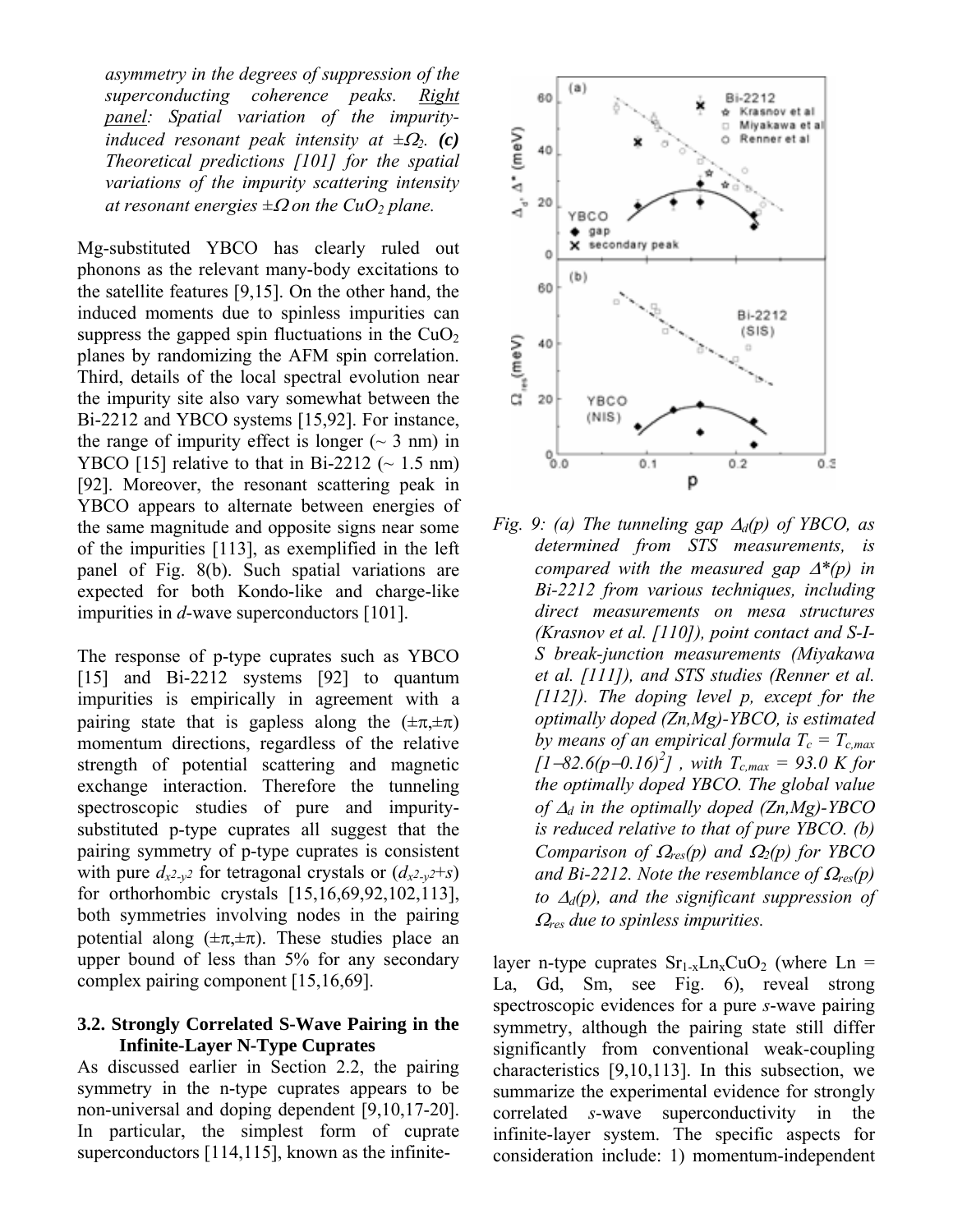*asymmetry in the degrees of suppression of the superconducting coherence peaks.* <u>*Right panel*</u>*: Spatial variation of the impurity-induced resonant peak intensity at* $\pm\Omega_2$. ***(c)*** *Theoretical predictions [101] for the spatial variations of the impurity scattering intensity at resonant energies* $\pm\Omega$ *on the* $CuO_2$ *plane.*

Mg-substituted YBCO has clearly ruled out phonons as the relevant many-body excitations to the satellite features [9,15]. On the other hand, the induced moments due to spinless impurities can suppress the gapped spin fluctuations in the $CuO_2$ planes by randomizing the AFM spin correlation. Third, details of the local spectral evolution near the impurity site also vary somewhat between the Bi-2212 and YBCO systems [15,92]. For instance, the range of impurity effect is longer (~ 3 nm) in YBCO [15] relative to that in Bi-2212 (~ 1.5 nm) [92]. Moreover, the resonant scattering peak in YBCO appears to alternate between energies of the same magnitude and opposite signs near some of the impurities [113], as exemplified in the left panel of Fig. 8(b). Such spatial variations are expected for both Kondo-like and charge-like impurities in *d*-wave superconductors [101].

The response of p-type cuprates such as YBCO [15] and Bi-2212 systems [92] to quantum impurities is empirically in agreement with a pairing state that is gapless along the $(\pm\pi,\pm\pi)$ momentum directions, regardless of the relative strength of potential scattering and magnetic exchange interaction. Therefore the tunneling spectroscopic studies of pure and impurity-substituted p-type cuprates all suggest that the pairing symmetry of p-type cuprates is consistent with pure $d_{x^2-y^2}$ for tetragonal crystals or $(d_{x^2-y^2}+s)$ for orthorhombic crystals [15,16,69,92,102,113], both symmetries involving nodes in the pairing potential along $(\pm\pi,\pm\pi)$. These studies place an upper bound of less than 5% for any secondary complex pairing component [15,16,69].

### 3.2. Strongly Correlated S-Wave Pairing in the Infinite-Layer N-Type Cuprates

As discussed earlier in Section 2.2, the pairing symmetry in the n-type cuprates appears to be non-universal and doping dependent [9,10,17-20]. In particular, the simplest form of cuprate superconductors [114,115], known as the infinite-layer n-type cuprates $Sr_{1-x}Ln_xCuO_2$ (where Ln = La, Gd, Sm, see Fig. 6), reveal strong spectroscopic evidences for a pure *s*-wave pairing symmetry, although the pairing state still differ significantly from conventional weak-coupling characteristics [9,10,113]. In this subsection, we summarize the experimental evidence for strongly correlated *s*-wave superconductivity in the infinite-layer system. The specific aspects for consideration include: 1) momentum-independent

*Fig. 9: (a) The tunneling gap* $\Delta_d(p)$ *of YBCO, as determined from STS measurements, is compared with the measured gap* $\Delta^*(p)$ *in Bi-2212 from various techniques, including direct measurements on mesa structures (Krasnov et al. [110]), point contact and S-I-S break-junction measurements (Miyakawa et al. [111]), and STS studies (Renner et al. [112]). The doping level p, except for the optimally doped (Zn,Mg)-YBCO, is estimated by means of an empirical formula* $T_c = T_{c,max}[1-82.6(p-0.16)^2]$ *, with* $T_{c,max}$ *= 93.0 K for the optimally doped YBCO. The global value of* $\Delta_d$ *in the optimally doped (Zn,Mg)-YBCO is reduced relative to that of pure YBCO. (b) Comparison of* $\Omega_{res}(p)$ *and* $\Omega_2(p)$ *for YBCO and Bi-2212. Note the resemblance of* $\Omega_{res}(p)$ *to* $\Delta_d(p)$*, and the significant suppression of* $\Omega_{res}$ *due to spinless impurities.*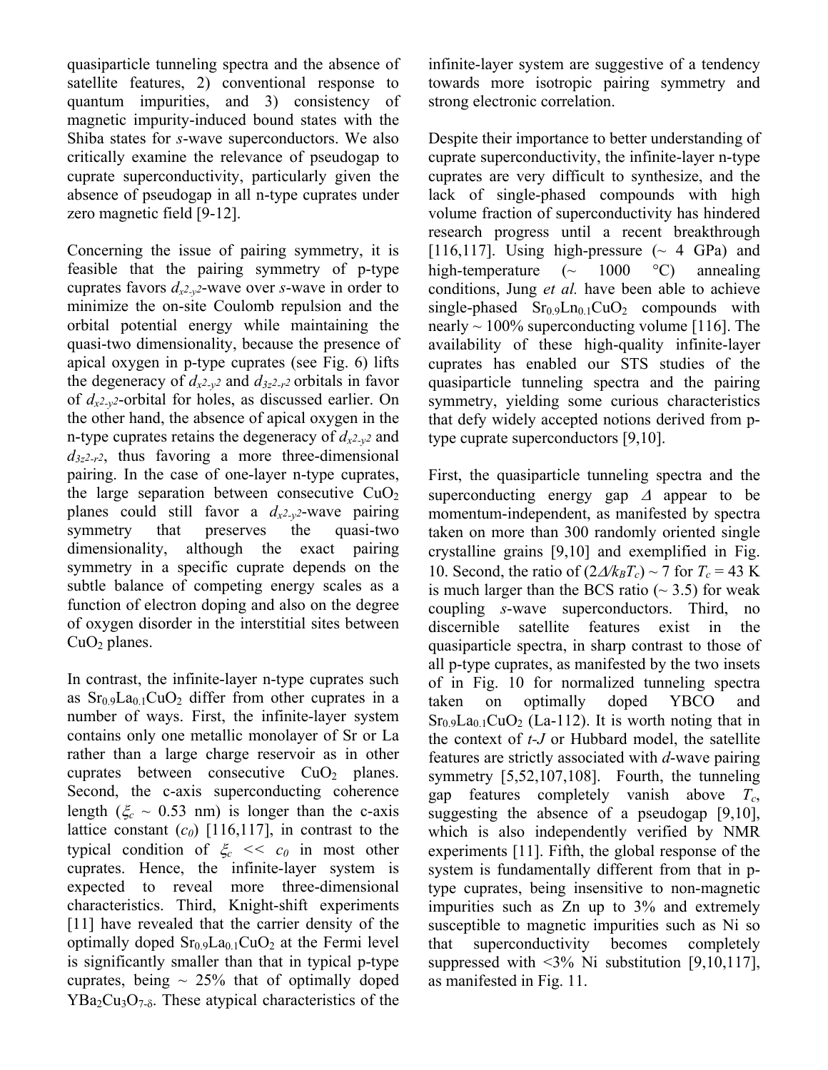quasiparticle tunneling spectra and the absence of satellite features, 2) conventional response to quantum impurities, and 3) consistency of magnetic impurity-induced bound states with the Shiba states for *s*-wave superconductors. We also critically examine the relevance of pseudogap to cuprate superconductivity, particularly given the absence of pseudogap in all n-type cuprates under zero magnetic field [9-12].

Concerning the issue of pairing symmetry, it is feasible that the pairing symmetry of p-type cuprates favors $d_{x^2-y^2}$-wave over *s*-wave in order to minimize the on-site Coulomb repulsion and the orbital potential energy while maintaining the quasi-two dimensionality, because the presence of apical oxygen in p-type cuprates (see Fig. 6) lifts the degeneracy of $d_{x^2-y^2}$ and $d_{3z^2-r^2}$ orbitals in favor of $d_{x^2-y^2}$-orbital for holes, as discussed earlier. On the other hand, the absence of apical oxygen in the n-type cuprates retains the degeneracy of $d_{x^2-y^2}$ and $d_{3z^2-r^2}$, thus favoring a more three-dimensional pairing. In the case of one-layer n-type cuprates, the large separation between consecutive $CuO_2$ planes could still favor a $d_{x^2-y^2}$-wave pairing symmetry that preserves the quasi-two dimensionality, although the exact pairing symmetry in a specific cuprate depends on the subtle balance of competing energy scales as a function of electron doping and also on the degree of oxygen disorder in the interstitial sites between $CuO_2$ planes.

In contrast, the infinite-layer n-type cuprates such as $Sr_{0.9}La_{0.1}CuO_2$ differ from other cuprates in a number of ways. First, the infinite-layer system contains only one metallic monolayer of Sr or La rather than a large charge reservoir as in other cuprates between consecutive $CuO_2$ planes. Second, the c-axis superconducting coherence length ($\xi_c \sim 0.53$ nm) is longer than the c-axis lattice constant ($c_0$) [116,117], in contrast to the typical condition of $\xi_c << c_0$ in most other cuprates. Hence, the infinite-layer system is expected to reveal more three-dimensional characteristics. Third, Knight-shift experiments [11] have revealed that the carrier density of the optimally doped $Sr_{0.9}La_{0.1}CuO_2$ at the Fermi level is significantly smaller than that in typical p-type cuprates, being ~ 25% that of optimally doped $YBa_2Cu_3O_{7-\delta}$. These atypical characteristics of the infinite-layer system are suggestive of a tendency towards more isotropic pairing symmetry and strong electronic correlation.

Despite their importance to better understanding of cuprate superconductivity, the infinite-layer n-type cuprates are very difficult to synthesize, and the lack of single-phased compounds with high volume fraction of superconductivity has hindered research progress until a recent breakthrough [116,117]. Using high-pressure (~ 4 GPa) and high-temperature (~ 1000 °C) annealing conditions, Jung *et al.* have been able to achieve single-phased $Sr_{0.9}Ln_{0.1}CuO_2$ compounds with nearly ~ 100% superconducting volume [116]. The availability of these high-quality infinite-layer cuprates has enabled our STS studies of the quasiparticle tunneling spectra and the pairing symmetry, yielding some curious characteristics that defy widely accepted notions derived from p-type cuprate superconductors [9,10].

First, the quasiparticle tunneling spectra and the superconducting energy gap $\Delta$ appear to be momentum-independent, as manifested by spectra taken on more than 300 randomly oriented single crystalline grains [9,10] and exemplified in Fig. 10. Second, the ratio of $(2\Delta/k_BT_c) \sim 7$ for $T_c = 43$ K is much larger than the BCS ratio (~ 3.5) for weak coupling *s*-wave superconductors. Third, no discernible satellite features exist in the quasiparticle spectra, in sharp contrast to those of all p-type cuprates, as manifested by the two insets of in Fig. 10 for normalized tunneling spectra taken on optimally doped YBCO and $Sr_{0.9}La_{0.1}CuO_2$ (La-112). It is worth noting that in the context of *t-J* or Hubbard model, the satellite features are strictly associated with *d*-wave pairing symmetry [5,52,107,108]. Fourth, the tunneling gap features completely vanish above $T_c$, suggesting the absence of a pseudogap [9,10], which is also independently verified by NMR experiments [11]. Fifth, the global response of the system is fundamentally different from that in p-type cuprates, being insensitive to non-magnetic impurities such as Zn up to 3% and extremely susceptible to magnetic impurities such as Ni so that superconductivity becomes completely suppressed with <3% Ni substitution [9,10,117], as manifested in Fig. 11.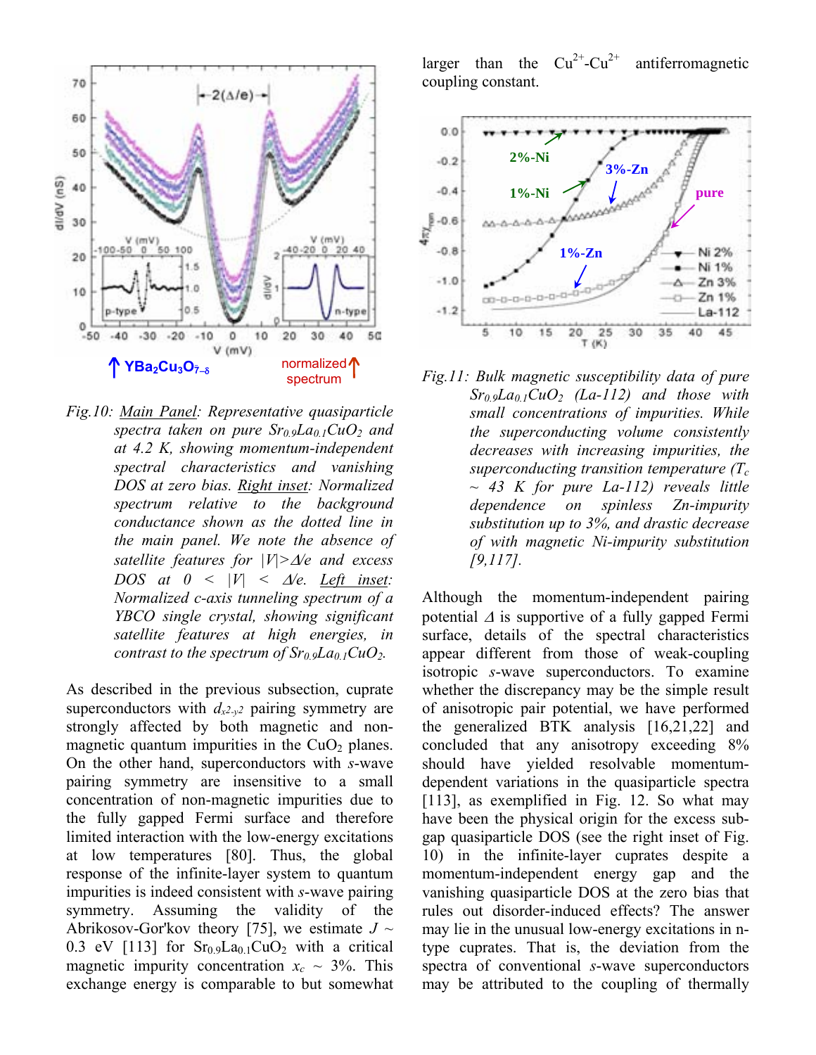*Fig.10: Main Panel: Representative quasiparticle spectra taken on pure $Sr_{0.9}La_{0.1}CuO_2$ and at 4.2 K, showing momentum-independent spectral characteristics and vanishing DOS at zero bias. Right inset: Normalized spectrum relative to the background conductance shown as the dotted line in the main panel. We note the absence of satellite features for $|V|>\Delta/e$ and excess DOS at $0 < |V| < \Delta/e$. Left inset: Normalized c-axis tunneling spectrum of a YBCO single crystal, showing significant satellite features at high energies, in contrast to the spectrum of $Sr_{0.9}La_{0.1}CuO_2$.*

As described in the previous subsection, cuprate superconductors with $d_{x^2-y^2}$ pairing symmetry are strongly affected by both magnetic and non-magnetic quantum impurities in the $CuO_2$ planes. On the other hand, superconductors with *s*-wave pairing symmetry are insensitive to a small concentration of non-magnetic impurities due to the fully gapped Fermi surface and therefore limited interaction with the low-energy excitations at low temperatures [80]. Thus, the global response of the infinite-layer system to quantum impurities is indeed consistent with *s*-wave pairing symmetry. Assuming the validity of the Abrikosov-Gor'kov theory [75], we estimate $J \sim 0.3$ eV [113] for $Sr_{0.9}La_{0.1}CuO_2$ with a critical magnetic impurity concentration $x_c \sim 3\%$. This exchange energy is comparable to but somewhat larger than the $Cu^{2+}$-$Cu^{2+}$ antiferromagnetic coupling constant.

*Fig.11: Bulk magnetic susceptibility data of pure $Sr_{0.9}La_{0.1}CuO_2$ (La-112) and those with small concentrations of impurities. While the superconducting volume consistently decreases with increasing impurities, the superconducting transition temperature ($T_c \sim 43$ K for pure La-112) reveals little dependence on spinless Zn-impurity substitution up to 3%, and drastic decrease of with magnetic Ni-impurity substitution [9,117].*

Although the momentum-independent pairing potential $\Delta$ is supportive of a fully gapped Fermi surface, details of the spectral characteristics appear different from those of weak-coupling isotropic *s*-wave superconductors. To examine whether the discrepancy may be the simple result of anisotropic pair potential, we have performed the generalized BTK analysis [16,21,22] and concluded that any anisotropy exceeding 8% should have yielded resolvable momentum-dependent variations in the quasiparticle spectra [113], as exemplified in Fig. 12. So what may have been the physical origin for the excess sub-gap quasiparticle DOS (see the right inset of Fig. 10) in the infinite-layer cuprates despite a momentum-independent energy gap and the vanishing quasiparticle DOS at the zero bias that rules out disorder-induced effects? The answer may lie in the unusual low-energy excitations in n-type cuprates. That is, the deviation from the spectra of conventional *s*-wave superconductors may be attributed to the coupling of thermally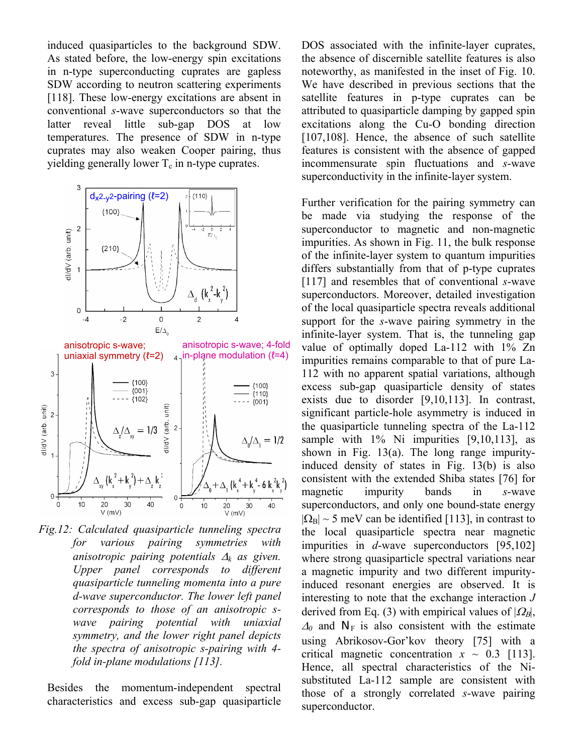induced quasiparticles to the background SDW. As stated before, the low-energy spin excitations in n-type superconducting cuprates are gapless SDW according to neutron scattering experiments [118]. These low-energy excitations are absent in conventional *s*-wave superconductors so that the latter reveal little sub-gap DOS at low temperatures. The presence of SDW in n-type cuprates may also weaken Cooper pairing, thus yielding generally lower $T_c$ in n-type cuprates.

*Fig.12: Calculated quasiparticle tunneling spectra for various pairing symmetries with anisotropic pairing potentials $\Delta_k$ as given. Upper panel corresponds to different quasiparticle tunneling momenta into a pure d-wave superconductor. The lower left panel corresponds to those of an anisotropic s-wave pairing potential with uniaxial symmetry, and the lower right panel depicts the spectra of anisotropic s-pairing with 4-fold in-plane modulations [113].*

Besides the momentum-independent spectral characteristics and excess sub-gap quasiparticle DOS associated with the infinite-layer cuprates, the absence of discernible satellite features is also noteworthy, as manifested in the inset of Fig. 10. We have described in previous sections that the satellite features in p-type cuprates can be attributed to quasiparticle damping by gapped spin excitations along the Cu-O bonding direction [107,108]. Hence, the absence of such satellite features is consistent with the absence of gapped incommensurate spin fluctuations and *s*-wave superconductivity in the infinite-layer system.

Further verification for the pairing symmetry can be made via studying the response of the superconductor to magnetic and non-magnetic impurities. As shown in Fig. 11, the bulk response of the infinite-layer system to quantum impurities differs substantially from that of p-type cuprates [117] and resembles that of conventional *s*-wave superconductors. Moreover, detailed investigation of the local quasiparticle spectra reveals additional support for the *s*-wave pairing symmetry in the infinite-layer system. That is, the tunneling gap value of optimally doped La-112 with 1% Zn impurities remains comparable to that of pure La-112 with no apparent spatial variations, although excess sub-gap quasiparticle density of states exists due to disorder [9,10,113]. In contrast, significant particle-hole asymmetry is induced in the quasiparticle tunneling spectra of the La-112 sample with 1% Ni impurities [9,10,113], as shown in Fig. 13(a). The long range impurity-induced density of states in Fig. 13(b) is also consistent with the extended Shiba states [76] for magnetic impurity bands in *s*-wave superconductors, and only one bound-state energy $|\Omega_B| \sim 5$ meV can be identified [113], in contrast to the local quasiparticle spectra near magnetic impurities in *d*-wave superconductors [95,102] where strong quasiparticle spectral variations near a magnetic impurity and two different impurity-induced resonant energies are observed. It is interesting to note that the exchange interaction $J$ derived from Eq. (3) with empirical values of $|\Omega_B|$, $\Delta_0$ and $N_F$ is also consistent with the estimate using Abrikosov-Gor'kov theory [75] with a critical magnetic concentration $x \sim 0.3$ [113]. Hence, all spectral characteristics of the Ni-substituted La-112 sample are consistent with those of a strongly correlated *s*-wave pairing superconductor.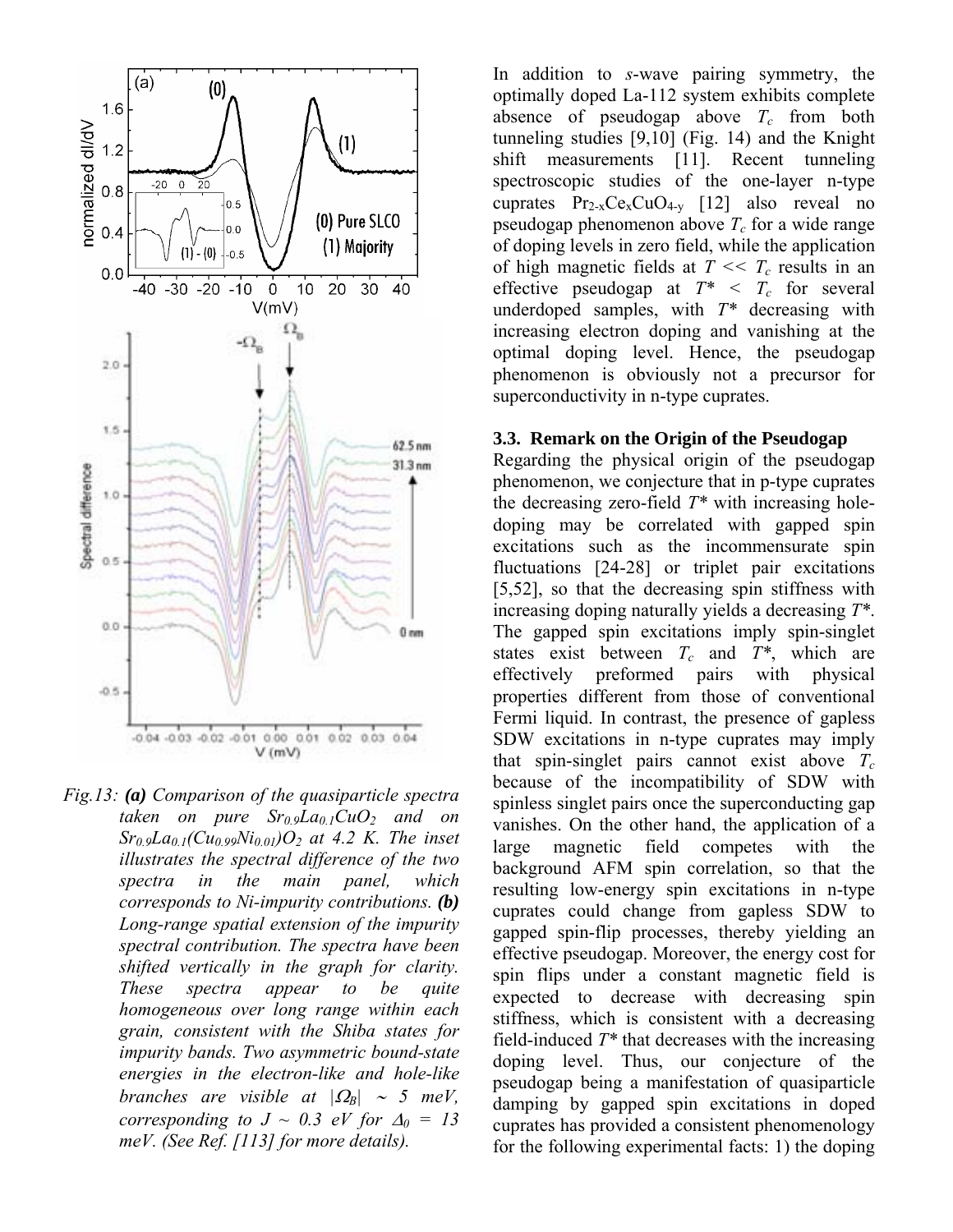*Fig.13:* ***(a)*** *Comparison of the quasiparticle spectra taken on pure $Sr_{0.9}La_{0.1}CuO_2$ and on $Sr_{0.9}La_{0.1}(Cu_{0.99}Ni_{0.01})O_2$ at 4.2 K. The inset illustrates the spectral difference of the two spectra in the main panel, which corresponds to Ni-impurity contributions.* ***(b)*** *Long-range spatial extension of the impurity spectral contribution. The spectra have been shifted vertically in the graph for clarity. These spectra appear to be quite homogeneous over long range within each grain, consistent with the Shiba states for impurity bands. Two asymmetric bound-state energies in the electron-like and hole-like branches are visible at $|\Omega_B| \sim 5$ meV, corresponding to $J \sim 0.3$ eV for $\Delta_0 = 13$ meV. (See Ref. [113] for more details).*

In addition to *s*-wave pairing symmetry, the optimally doped La-112 system exhibits complete absence of pseudogap above $T_c$ from both tunneling studies [9,10] (Fig. 14) and the Knight shift measurements [11]. Recent tunneling spectroscopic studies of the one-layer n-type cuprates $Pr_{2-x}Ce_xCuO_{4-y}$ [12] also reveal no pseudogap phenomenon above $T_c$ for a wide range of doping levels in zero field, while the application of high magnetic fields at $T << T_c$ results in an effective pseudogap at $T^* < T_c$ for several underdoped samples, with $T^*$ decreasing with increasing electron doping and vanishing at the optimal doping level. Hence, the pseudogap phenomenon is obviously not a precursor for superconductivity in n-type cuprates.

### 3.3. Remark on the Origin of the Pseudogap

Regarding the physical origin of the pseudogap phenomenon, we conjecture that in p-type cuprates the decreasing zero-field $T^*$ with increasing hole-doping may be correlated with gapped spin excitations such as the incommensurate spin fluctuations [24-28] or triplet pair excitations [5,52], so that the decreasing spin stiffness with increasing doping naturally yields a decreasing $T^*$. The gapped spin excitations imply spin-singlet states exist between $T_c$ and $T^*$, which are effectively preformed pairs with physical properties different from those of conventional Fermi liquid. In contrast, the presence of gapless SDW excitations in n-type cuprates may imply that spin-singlet pairs cannot exist above $T_c$ because of the incompatibility of SDW with spinless singlet pairs once the superconducting gap vanishes. On the other hand, the application of a large magnetic field competes with the background AFM spin correlation, so that the resulting low-energy spin excitations in n-type cuprates could change from gapless SDW to gapped spin-flip processes, thereby yielding an effective pseudogap. Moreover, the energy cost for spin flips under a constant magnetic field is expected to decrease with decreasing spin stiffness, which is consistent with a decreasing field-induced $T^*$ that decreases with the increasing doping level. Thus, our conjecture of the pseudogap being a manifestation of quasiparticle damping by gapped spin excitations in doped cuprates has provided a consistent phenomenology for the following experimental facts: 1) the doping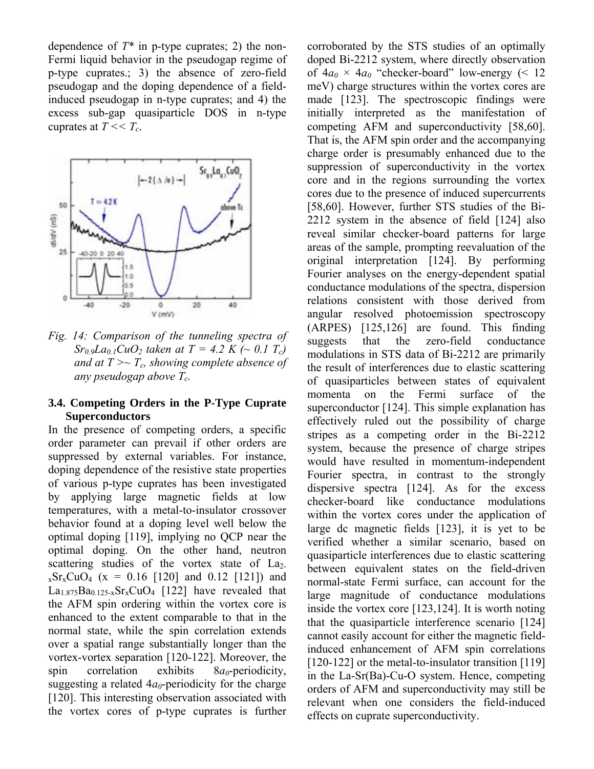dependence of $T^*$ in p-type cuprates; 2) the non-Fermi liquid behavior in the pseudogap regime of p-type cuprates.; 3) the absence of zero-field pseudogap and the doping dependence of a field-induced pseudogap in n-type cuprates; and 4) the excess sub-gap quasiparticle DOS in n-type cuprates at $T << T_c$.

*Fig. 14: Comparison of the tunneling spectra of $Sr_{0.9}La_{0.1}CuO_2$ taken at $T = 4.2$ K ($\sim 0.1$ $T_c$) and at $T >\sim T_c$, showing complete absence of any pseudogap above $T_c$.*

### 3.4. Competing Orders in the P-Type Cuprate Superconductors

In the presence of competing orders, a specific order parameter can prevail if other orders are suppressed by external variables. For instance, doping dependence of the resistive state properties of various p-type cuprates has been investigated by applying large magnetic fields at low temperatures, with a metal-to-insulator crossover behavior found at a doping level well below the optimal doping [119], implying no QCP near the optimal doping. On the other hand, neutron scattering studies of the vortex state of $La_{2-x}Sr_xCuO_4$ ($x = 0.16$ [120] and 0.12 [121]) and $La_{1.875}Ba_{0.125-x}Sr_xCuO_4$ [122] have revealed that the AFM spin ordering within the vortex core is enhanced to the extent comparable to that in the normal state, while the spin correlation extends over a spatial range substantially longer than the vortex-vortex separation [120-122]. Moreover, the spin correlation exhibits $8a_0$-periodicity, suggesting a related $4a_0$-periodicity for the charge [120]. This interesting observation associated with the vortex cores of p-type cuprates is further corroborated by the STS studies of an optimally doped Bi-2212 system, where directly observation of $4a_0 \times 4a_0$ "checker-board" low-energy (< 12 meV) charge structures within the vortex cores are made [123]. The spectroscopic findings were initially interpreted as the manifestation of competing AFM and superconductivity [58,60]. That is, the AFM spin order and the accompanying charge order is presumably enhanced due to the suppression of superconductivity in the vortex core and in the regions surrounding the vortex cores due to the presence of induced supercurrents [58,60]. However, further STS studies of the Bi-2212 system in the absence of field [124] also reveal similar checker-board patterns for large areas of the sample, prompting reevaluation of the original interpretation [124]. By performing Fourier analyses on the energy-dependent spatial conductance modulations of the spectra, dispersion relations consistent with those derived from angular resolved photoemission spectroscopy (ARPES) [125,126] are found. This finding suggests that the zero-field conductance modulations in STS data of Bi-2212 are primarily the result of interferences due to elastic scattering of quasiparticles between states of equivalent momenta on the Fermi surface of the superconductor [124]. This simple explanation has effectively ruled out the possibility of charge stripes as a competing order in the Bi-2212 system, because the presence of charge stripes would have resulted in momentum-independent Fourier spectra, in contrast to the strongly dispersive spectra [124]. As for the excess checker-board like conductance modulations within the vortex cores under the application of large dc magnetic fields [123], it is yet to be verified whether a similar scenario, based on quasiparticle interferences due to elastic scattering between equivalent states on the field-driven normal-state Fermi surface, can account for the large magnitude of conductance modulations inside the vortex core [123,124]. It is worth noting that the quasiparticle interference scenario [124] cannot easily account for either the magnetic field-induced enhancement of AFM spin correlations [120-122] or the metal-to-insulator transition [119] in the La-Sr(Ba)-Cu-O system. Hence, competing orders of AFM and superconductivity may still be relevant when one considers the field-induced effects on cuprate superconductivity.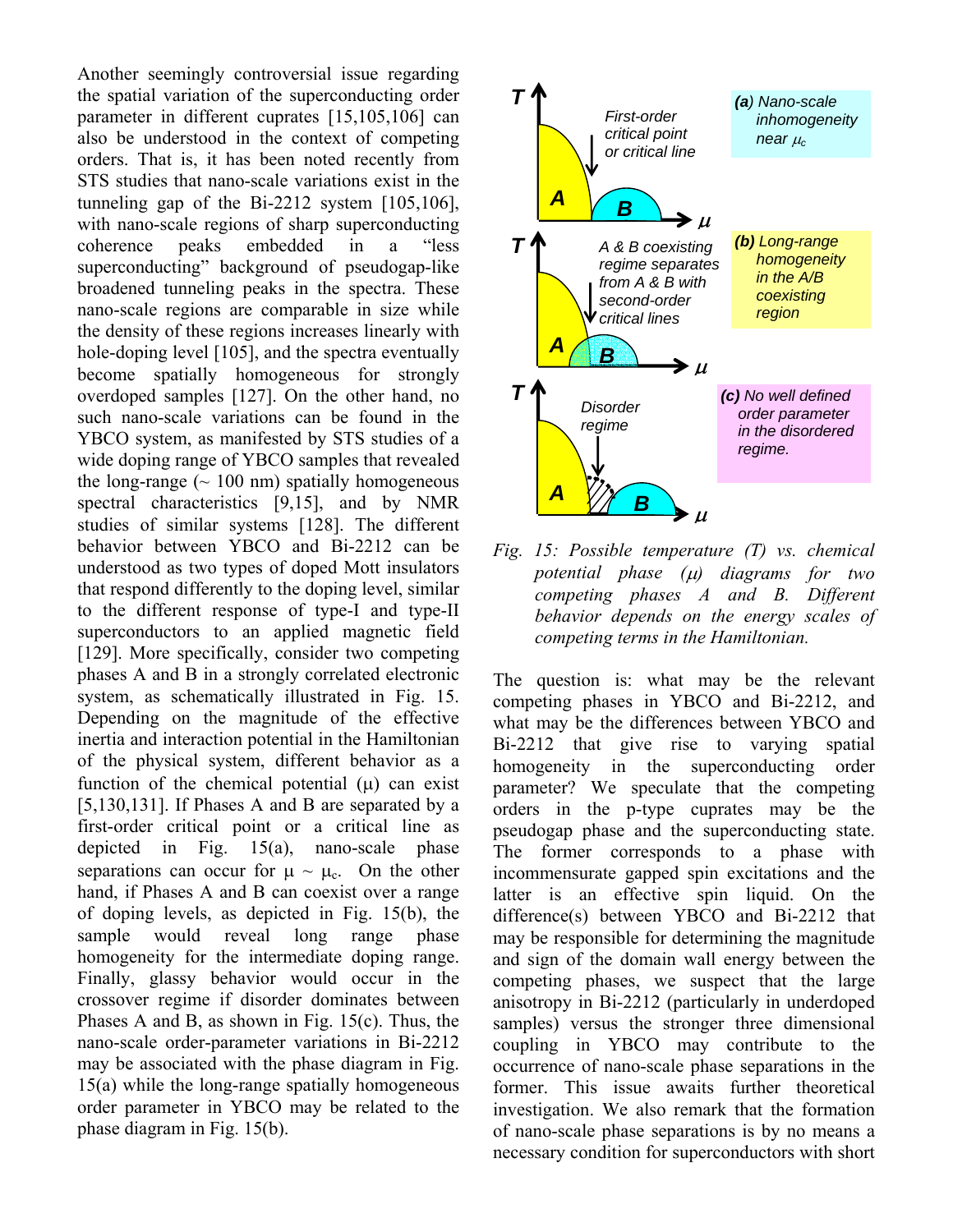Another seemingly controversial issue regarding the spatial variation of the superconducting order parameter in different cuprates [15,105,106] can also be understood in the context of competing orders. That is, it has been noted recently from STS studies that nano-scale variations exist in the tunneling gap of the Bi-2212 system [105,106], with nano-scale regions of sharp superconducting coherence peaks embedded in a "less superconducting" background of pseudogap-like broadened tunneling peaks in the spectra. These nano-scale regions are comparable in size while the density of these regions increases linearly with hole-doping level [105], and the spectra eventually become spatially homogeneous for strongly overdoped samples [127]. On the other hand, no such nano-scale variations can be found in the YBCO system, as manifested by STS studies of a wide doping range of YBCO samples that revealed the long-range (~ 100 nm) spatially homogeneous spectral characteristics [9,15], and by NMR studies of similar systems [128]. The different behavior between YBCO and Bi-2212 can be understood as two types of doped Mott insulators that respond differently to the doping level, similar to the different response of type-I and type-II superconductors to an applied magnetic field [129]. More specifically, consider two competing phases A and B in a strongly correlated electronic system, as schematically illustrated in Fig. 15. Depending on the magnitude of the effective inertia and interaction potential in the Hamiltonian of the physical system, different behavior as a function of the chemical potential ($\mu$) can exist [5,130,131]. If Phases A and B are separated by a first-order critical point or a critical line as depicted in Fig. 15(a), nano-scale phase separations can occur for $\mu \sim \mu_c$. On the other hand, if Phases A and B can coexist over a range of doping levels, as depicted in Fig. 15(b), the sample would reveal long range phase homogeneity for the intermediate doping range. Finally, glassy behavior would occur in the crossover regime if disorder dominates between Phases A and B, as shown in Fig. 15(c). Thus, the nano-scale order-parameter variations in Bi-2212 may be associated with the phase diagram in Fig. 15(a) while the long-range spatially homogeneous order parameter in YBCO may be related to the phase diagram in Fig. 15(b).

*Fig. 15: Possible temperature (T) vs. chemical potential phase ($\mu$) diagrams for two competing phases A and B. Different behavior depends on the energy scales of competing terms in the Hamiltonian.*

The question is: what may be the relevant competing phases in YBCO and Bi-2212, and what may be the differences between YBCO and Bi-2212 that give rise to varying spatial homogeneity in the superconducting order parameter? We speculate that the competing orders in the p-type cuprates may be the pseudogap phase and the superconducting state. The former corresponds to a phase with incommensurate gapped spin excitations and the latter is an effective spin liquid. On the difference(s) between YBCO and Bi-2212 that may be responsible for determining the magnitude and sign of the domain wall energy between the competing phases, we suspect that the large anisotropy in Bi-2212 (particularly in underdoped samples) versus the stronger three dimensional coupling in YBCO may contribute to the occurrence of nano-scale phase separations in the former. This issue awaits further theoretical investigation. We also remark that the formation of nano-scale phase separations is by no means a necessary condition for superconductors with short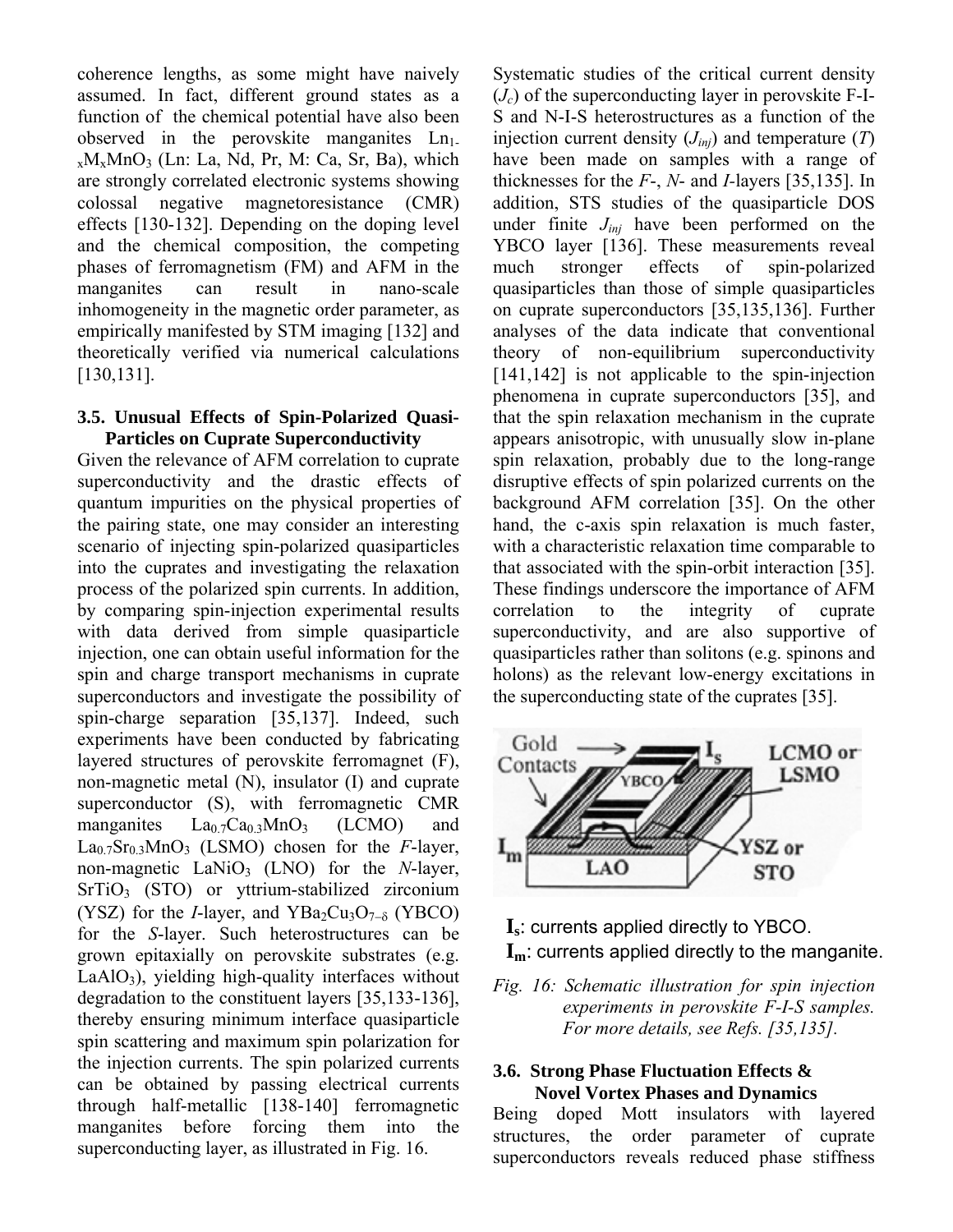coherence lengths, as some might have naively assumed. In fact, different ground states as a function of the chemical potential have also been observed in the perovskite manganites $Ln_{1-x}M_xMnO_3$ (Ln: La, Nd, Pr, M: Ca, Sr, Ba), which are strongly correlated electronic systems showing colossal negative magnetoresistance (CMR) effects [130-132]. Depending on the doping level and the chemical composition, the competing phases of ferromagnetism (FM) and AFM in the manganites can result in nano-scale inhomogeneity in the magnetic order parameter, as empirically manifested by STM imaging [132] and theoretically verified via numerical calculations [130,131].

### 3.5. Unusual Effects of Spin-Polarized Quasi-Particles on Cuprate Superconductivity

Given the relevance of AFM correlation to cuprate superconductivity and the drastic effects of quantum impurities on the physical properties of the pairing state, one may consider an interesting scenario of injecting spin-polarized quasiparticles into the cuprates and investigating the relaxation process of the polarized spin currents. In addition, by comparing spin-injection experimental results with data derived from simple quasiparticle injection, one can obtain useful information for the spin and charge transport mechanisms in cuprate superconductors and investigate the possibility of spin-charge separation [35,137]. Indeed, such experiments have been conducted by fabricating layered structures of perovskite ferromagnet (F), non-magnetic metal (N), insulator (I) and cuprate superconductor (S), with ferromagnetic CMR manganites $La_{0.7}Ca_{0.3}MnO_3$ (LCMO) and $La_{0.7}Sr_{0.3}MnO_3$ (LSMO) chosen for the *F*-layer, non-magnetic $LaNiO_3$ (LNO) for the *N*-layer, $SrTiO_3$ (STO) or yttrium-stabilized zirconium (YSZ) for the *I*-layer, and $YBa_2Cu_3O_{7-\delta}$ (YBCO) for the *S*-layer. Such heterostructures can be grown epitaxially on perovskite substrates (e.g. $LaAlO_3$), yielding high-quality interfaces without degradation to the constituent layers [35,133-136], thereby ensuring minimum interface quasiparticle spin scattering and maximum spin polarization for the injection currents. The spin polarized currents can be obtained by passing electrical currents through half-metallic [138-140] ferromagnetic manganites before forcing them into the superconducting layer, as illustrated in Fig. 16.

Systematic studies of the critical current density ($J_c$) of the superconducting layer in perovskite F-I-S and N-I-S heterostructures as a function of the injection current density ($J_{inj}$) and temperature ($T$) have been made on samples with a range of thicknesses for the *F*-, *N*- and *I*-layers [35,135]. In addition, STS studies of the quasiparticle DOS under finite $J_{inj}$ have been performed on the YBCO layer [136]. These measurements reveal much stronger effects of spin-polarized quasiparticles than those of simple quasiparticles on cuprate superconductors [35,135,136]. Further analyses of the data indicate that conventional theory of non-equilibrium superconductivity [141,142] is not applicable to the spin-injection phenomena in cuprate superconductors [35], and that the spin relaxation mechanism in the cuprate appears anisotropic, with unusually slow in-plane spin relaxation, probably due to the long-range disruptive effects of spin polarized currents on the background AFM correlation [35]. On the other hand, the c-axis spin relaxation is much faster, with a characteristic relaxation time comparable to that associated with the spin-orbit interaction [35]. These findings underscore the importance of AFM correlation to the integrity of cuprate superconductivity, and are also supportive of quasiparticles rather than solitons (e.g. spinons and holons) as the relevant low-energy excitations in the superconducting state of the cuprates [35].

Gold Contacts, $I_s$, YBCO, LCMO or LSMO, $I_m$, LAO, YSZ or STO

$I_s$: currents applied directly to YBCO.
$I_m$: currents applied directly to the manganite.

*Fig. 16: Schematic illustration for spin injection experiments in perovskite F-I-S samples. For more details, see Refs. [35,135].*

### 3.6. Strong Phase Fluctuation Effects & Novel Vortex Phases and Dynamics

Being doped Mott insulators with layered structures, the order parameter of cuprate superconductors reveals reduced phase stiffness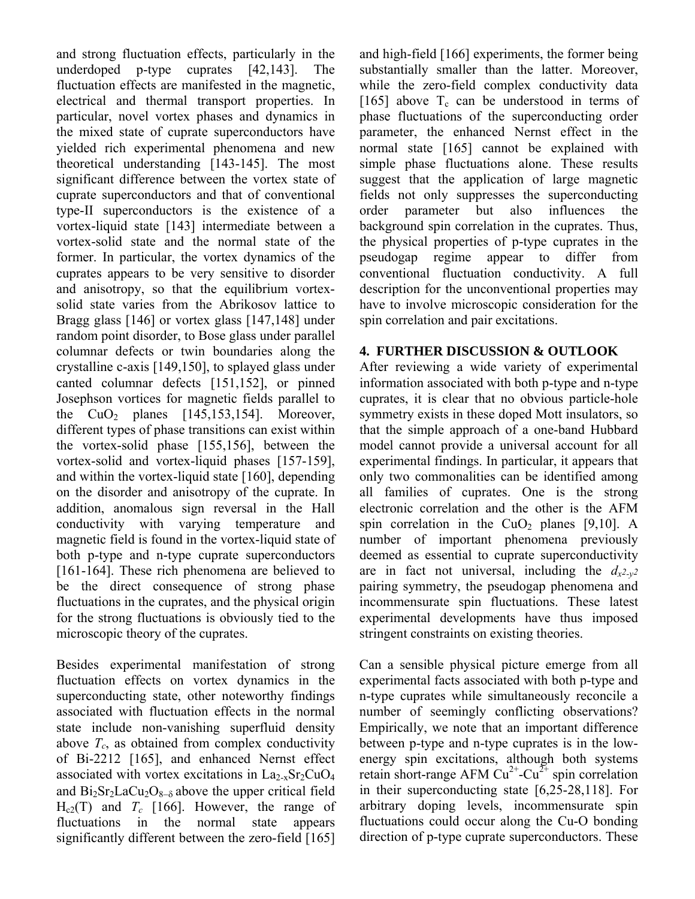and strong fluctuation effects, particularly in the underdoped p-type cuprates [42,143]. The fluctuation effects are manifested in the magnetic, electrical and thermal transport properties. In particular, novel vortex phases and dynamics in the mixed state of cuprate superconductors have yielded rich experimental phenomena and new theoretical understanding [143-145]. The most significant difference between the vortex state of cuprate superconductors and that of conventional type-II superconductors is the existence of a vortex-liquid state [143] intermediate between a vortex-solid state and the normal state of the former. In particular, the vortex dynamics of the cuprates appears to be very sensitive to disorder and anisotropy, so that the equilibrium vortex-solid state varies from the Abrikosov lattice to Bragg glass [146] or vortex glass [147,148] under random point disorder, to Bose glass under parallel columnar defects or twin boundaries along the crystalline c-axis [149,150], to splayed glass under canted columnar defects [151,152], or pinned Josephson vortices for magnetic fields parallel to the $CuO_2$ planes [145,153,154]. Moreover, different types of phase transitions can exist within the vortex-solid phase [155,156], between the vortex-solid and vortex-liquid phases [157-159], and within the vortex-liquid state [160], depending on the disorder and anisotropy of the cuprate. In addition, anomalous sign reversal in the Hall conductivity with varying temperature and magnetic field is found in the vortex-liquid state of both p-type and n-type cuprate superconductors [161-164]. These rich phenomena are believed to be the direct consequence of strong phase fluctuations in the cuprates, and the physical origin for the strong fluctuations is obviously tied to the microscopic theory of the cuprates.

Besides experimental manifestation of strong fluctuation effects on vortex dynamics in the superconducting state, other noteworthy findings associated with fluctuation effects in the normal state include non-vanishing superfluid density above $T_c$, as obtained from complex conductivity of Bi-2212 [165], and enhanced Nernst effect associated with vortex excitations in $La_{2-x}Sr_2CuO_4$ and $Bi_2Sr_2LaCu_2O_{8-\delta}$ above the upper critical field $H_{c2}(T)$ and $T_c$ [166]. However, the range of fluctuations in the normal state appears significantly different between the zero-field [165] and high-field [166] experiments, the former being substantially smaller than the latter. Moreover, while the zero-field complex conductivity data [165] above $T_c$ can be understood in terms of phase fluctuations of the superconducting order parameter, the enhanced Nernst effect in the normal state [165] cannot be explained with simple phase fluctuations alone. These results suggest that the application of large magnetic fields not only suppresses the superconducting order parameter but also influences the background spin correlation in the cuprates. Thus, the physical properties of p-type cuprates in the pseudogap regime appear to differ from conventional fluctuation conductivity. A full description for the unconventional properties may have to involve microscopic consideration for the spin correlation and pair excitations.

## 4. FURTHER DISCUSSION & OUTLOOK

After reviewing a wide variety of experimental information associated with both p-type and n-type cuprates, it is clear that no obvious particle-hole symmetry exists in these doped Mott insulators, so that the simple approach of a one-band Hubbard model cannot provide a universal account for all experimental findings. In particular, it appears that only two commonalities can be identified among all families of cuprates. One is the strong electronic correlation and the other is the AFM spin correlation in the $CuO_2$ planes [9,10]. A number of important phenomena previously deemed as essential to cuprate superconductivity are in fact not universal, including the $d_{x^2-y^2}$ pairing symmetry, the pseudogap phenomena and incommensurate spin fluctuations. These latest experimental developments have thus imposed stringent constraints on existing theories.

Can a sensible physical picture emerge from all experimental facts associated with both p-type and n-type cuprates while simultaneously reconcile a number of seemingly conflicting observations? Empirically, we note that an important difference between p-type and n-type cuprates is in the low-energy spin excitations, although both systems retain short-range AFM $Cu^{2+}$-$Cu^{2+}$ spin correlation in their superconducting state [6,25-28,118]. For arbitrary doping levels, incommensurate spin fluctuations could occur along the Cu-O bonding direction of p-type cuprate superconductors. These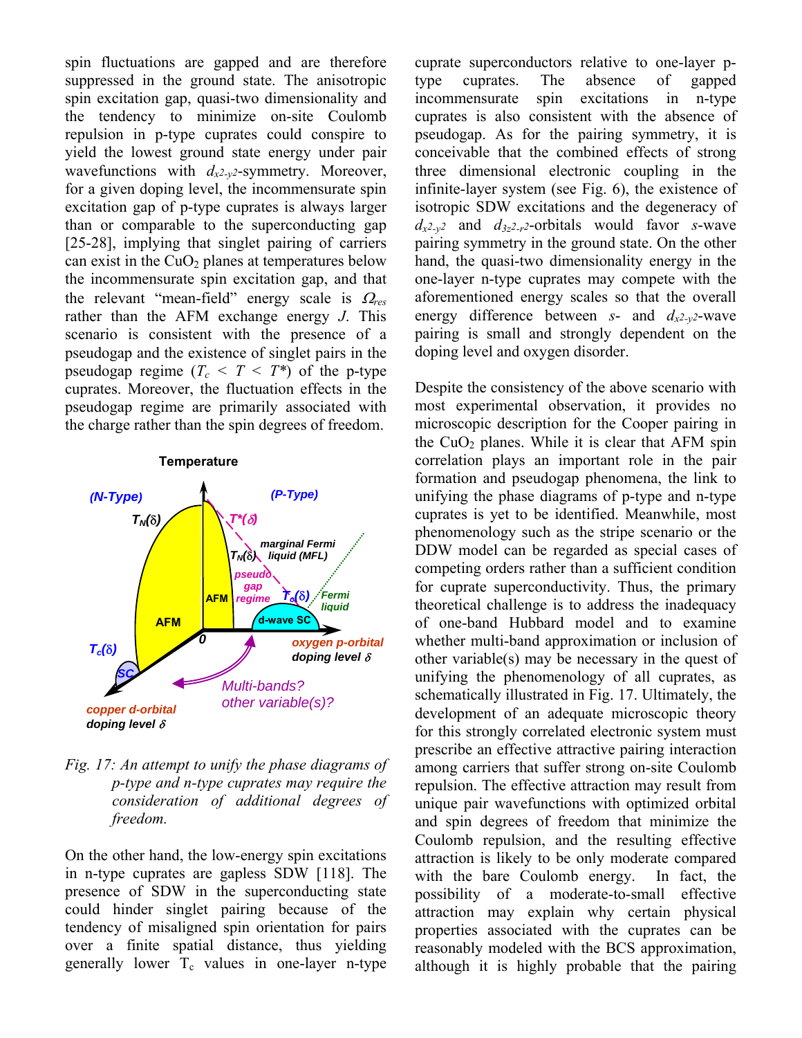spin fluctuations are gapped and are therefore suppressed in the ground state. The anisotropic spin excitation gap, quasi-two dimensionality and the tendency to minimize on-site Coulomb repulsion in p-type cuprates could conspire to yield the lowest ground state energy under pair wavefunctions with $d_{x^2-y^2}$-symmetry. Moreover, for a given doping level, the incommensurate spin excitation gap of p-type cuprates is always larger than or comparable to the superconducting gap [25-28], implying that singlet pairing of carriers can exist in the $CuO_2$ planes at temperatures below the incommensurate spin excitation gap, and that the relevant "mean-field" energy scale is $\Omega_{res}$ rather than the AFM exchange energy $J$. This scenario is consistent with the presence of a pseudogap and the existence of singlet pairs in the pseudogap regime ($T_c < T < T^*$) of the p-type cuprates. Moreover, the fluctuation effects in the pseudogap regime are primarily associated with the charge rather than the spin degrees of freedom.

*Fig. 17: An attempt to unify the phase diagrams of p-type and n-type cuprates may require the consideration of additional degrees of freedom.*

On the other hand, the low-energy spin excitations in n-type cuprates are gapless SDW [118]. The presence of SDW in the superconducting state could hinder singlet pairing because of the tendency of misaligned spin orientation for pairs over a finite spatial distance, thus yielding generally lower $T_c$ values in one-layer n-type cuprate superconductors relative to one-layer p-type cuprates. The absence of gapped incommensurate spin excitations in n-type cuprates is also consistent with the absence of pseudogap. As for the pairing symmetry, it is conceivable that the combined effects of strong three dimensional electronic coupling in the infinite-layer system (see Fig. 6), the existence of isotropic SDW excitations and the degeneracy of $d_{x^2-y^2}$ and $d_{3z^2-r^2}$-orbitals would favor *s*-wave pairing symmetry in the ground state. On the other hand, the quasi-two dimensionality energy in the one-layer n-type cuprates may compete with the aforementioned energy scales so that the overall energy difference between *s*- and $d_{x^2-y^2}$-wave pairing is small and strongly dependent on the doping level and oxygen disorder.

Despite the consistency of the above scenario with most experimental observation, it provides no microscopic description for the Cooper pairing in the $CuO_2$ planes. While it is clear that AFM spin correlation plays an important role in the pair formation and pseudogap phenomena, the link to unifying the phase diagrams of p-type and n-type cuprates is yet to be identified. Meanwhile, most phenomenology such as the stripe scenario or the DDW model can be regarded as special cases of competing orders rather than a sufficient condition for cuprate superconductivity. Thus, the primary theoretical challenge is to address the inadequacy of one-band Hubbard model and to examine whether multi-band approximation or inclusion of other variable(s) may be necessary in the quest of unifying the phenomenology of all cuprates, as schematically illustrated in Fig. 17. Ultimately, the development of an adequate microscopic theory for this strongly correlated electronic system must prescribe an effective attractive pairing interaction among carriers that suffer strong on-site Coulomb repulsion. The effective attraction may result from unique pair wavefunctions with optimized orbital and spin degrees of freedom that minimize the Coulomb repulsion, and the resulting effective attraction is likely to be only moderate compared with the bare Coulomb energy. In fact, the possibility of a moderate-to-small effective attraction may explain why certain physical properties associated with the cuprates can be reasonably modeled with the BCS approximation, although it is highly probable that the pairing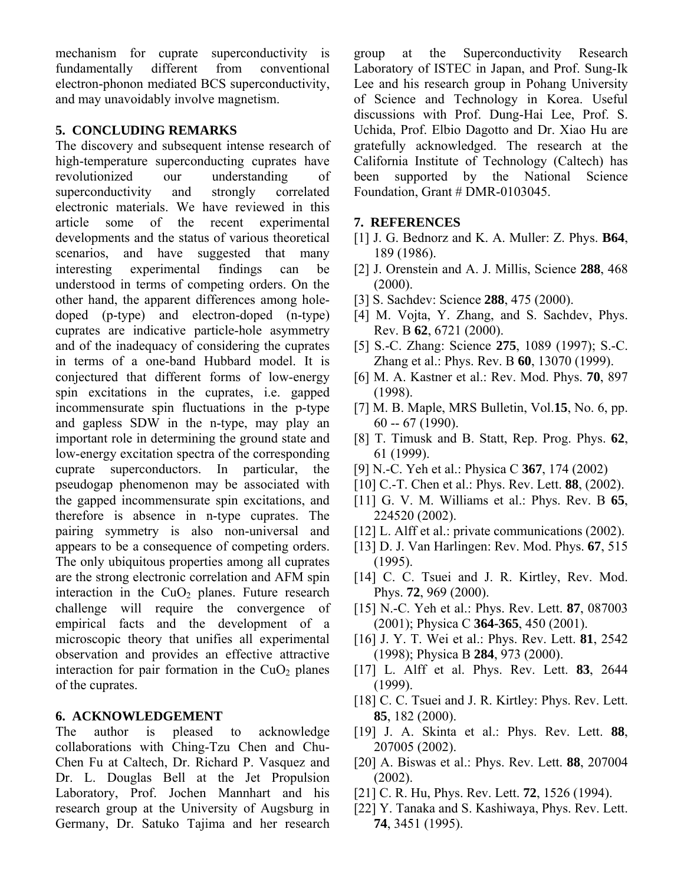mechanism for cuprate superconductivity is fundamentally different from conventional electron-phonon mediated BCS superconductivity, and may unavoidably involve magnetism.

## 5. CONCLUDING REMARKS

The discovery and subsequent intense research of high-temperature superconducting cuprates have revolutionized our understanding of superconductivity and strongly correlated electronic materials. We have reviewed in this article some of the recent experimental developments and the status of various theoretical scenarios, and have suggested that many interesting experimental findings can be understood in terms of competing orders. On the other hand, the apparent differences among hole-doped (p-type) and electron-doped (n-type) cuprates are indicative particle-hole asymmetry and of the inadequacy of considering the cuprates in terms of a one-band Hubbard model. It is conjectured that different forms of low-energy spin excitations in the cuprates, i.e. gapped incommensurate spin fluctuations in the p-type and gapless SDW in the n-type, may play an important role in determining the ground state and low-energy excitation spectra of the corresponding cuprate superconductors. In particular, the pseudogap phenomenon may be associated with the gapped incommensurate spin excitations, and therefore is absence in n-type cuprates. The pairing symmetry is also non-universal and appears to be a consequence of competing orders. The only ubiquitous properties among all cuprates are the strong electronic correlation and AFM spin interaction in the $CuO_2$ planes. Future research challenge will require the convergence of empirical facts and the development of a microscopic theory that unifies all experimental observation and provides an effective attractive interaction for pair formation in the $CuO_2$ planes of the cuprates.

## 6. ACKNOWLEDGEMENT

The author is pleased to acknowledge collaborations with Ching-Tzu Chen and Chu-Chen Fu at Caltech, Dr. Richard P. Vasquez and Dr. L. Douglas Bell at the Jet Propulsion Laboratory, Prof. Jochen Mannhart and his research group at the University of Augsburg in Germany, Dr. Satuko Tajima and her research group at the Superconductivity Research Laboratory of ISTEC in Japan, and Prof. Sung-Ik Lee and his research group in Pohang University of Science and Technology in Korea. Useful discussions with Prof. Dung-Hai Lee, Prof. S. Uchida, Prof. Elbio Dagotto and Dr. Xiao Hu are gratefully acknowledged. The research at the California Institute of Technology (Caltech) has been supported by the National Science Foundation, Grant # DMR-0103045.

## 7. REFERENCES

[1] J. G. Bednorz and K. A. Muller: Z. Phys. **B64**, 189 (1986).

[2] J. Orenstein and A. J. Millis, Science **288**, 468 (2000).

[3] S. Sachdev: Science **288**, 475 (2000).

[4] M. Vojta, Y. Zhang, and S. Sachdev, Phys. Rev. B **62**, 6721 (2000).

[5] S.-C. Zhang: Science **275**, 1089 (1997); S.-C. Zhang et al.: Phys. Rev. B **60**, 13070 (1999).

[6] M. A. Kastner et al.: Rev. Mod. Phys. **70**, 897 (1998).

[7] M. B. Maple, MRS Bulletin, Vol.**15**, No. 6, pp. 60 -- 67 (1990).

[8] T. Timusk and B. Statt, Rep. Prog. Phys. **62**, 61 (1999).

[9] N.-C. Yeh et al.: Physica C **367**, 174 (2002)

[10] C.-T. Chen et al.: Phys. Rev. Lett. **88**, (2002).

[11] G. V. M. Williams et al.: Phys. Rev. B **65**, 224520 (2002).

[12] L. Alff et al.: private communications (2002).

[13] D. J. Van Harlingen: Rev. Mod. Phys. **67**, 515 (1995).

[14] C. C. Tsuei and J. R. Kirtley, Rev. Mod. Phys. **72**, 969 (2000).

[15] N.-C. Yeh et al.: Phys. Rev. Lett. **87**, 087003 (2001); Physica C **364-365**, 450 (2001).

[16] J. Y. T. Wei et al.: Phys. Rev. Lett. **81**, 2542 (1998); Physica B **284**, 973 (2000).

[17] L. Alff et al. Phys. Rev. Lett. **83**, 2644 (1999).

[18] C. C. Tsuei and J. R. Kirtley: Phys. Rev. Lett. **85**, 182 (2000).

[19] J. A. Skinta et al.: Phys. Rev. Lett. **88**, 207005 (2002).

[20] A. Biswas et al.: Phys. Rev. Lett. **88**, 207004 (2002).

[21] C. R. Hu, Phys. Rev. Lett. **72**, 1526 (1994).

[22] Y. Tanaka and S. Kashiwaya, Phys. Rev. Lett. **74**, 3451 (1995).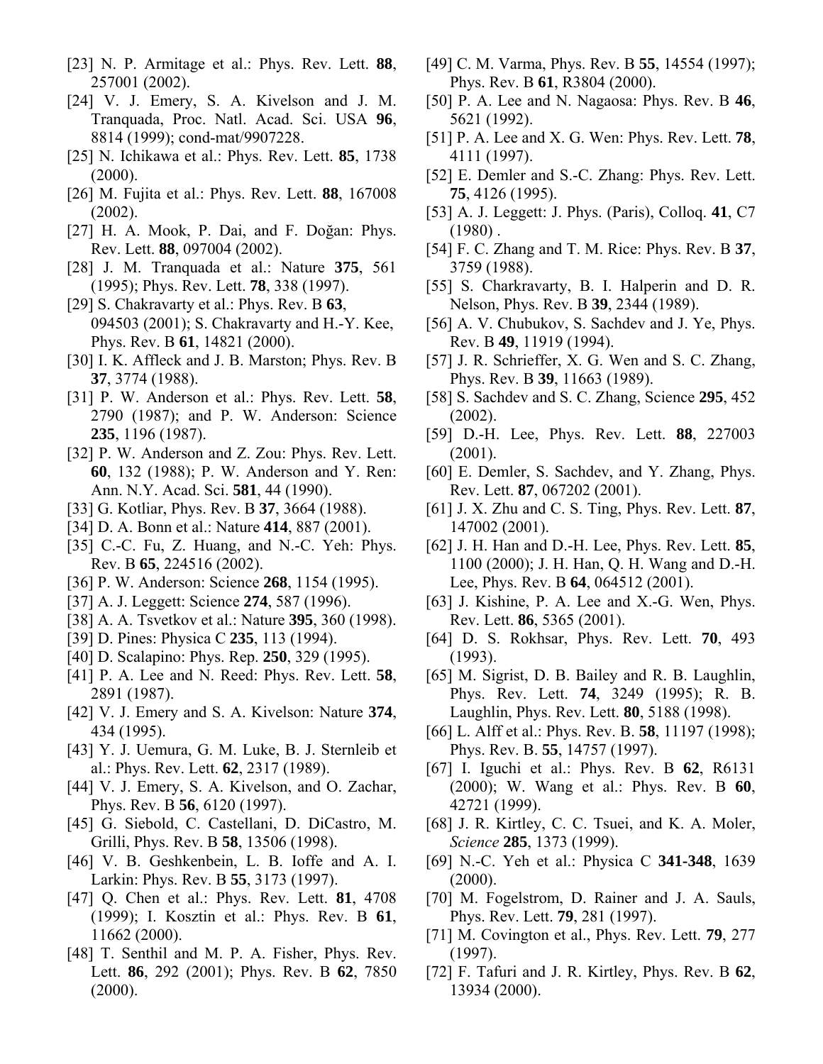[23] N. P. Armitage et al.: Phys. Rev. Lett. **88**, 257001 (2002).

[24] V. J. Emery, S. A. Kivelson and J. M. Tranquada, Proc. Natl. Acad. Sci. USA **96**, 8814 (1999); cond-mat/9907228.

[25] N. Ichikawa et al.: Phys. Rev. Lett. **85**, 1738 (2000).

[26] M. Fujita et al.: Phys. Rev. Lett. **88**, 167008 (2002).

[27] H. A. Mook, P. Dai, and F. Doğan: Phys. Rev. Lett. **88**, 097004 (2002).

[28] J. M. Tranquada et al.: Nature **375**, 561 (1995); Phys. Rev. Lett. **78**, 338 (1997).

[29] S. Chakravarty et al.: Phys. Rev. B **63**, 094503 (2001); S. Chakravarty and H.-Y. Kee, Phys. Rev. B **61**, 14821 (2000).

[30] I. K. Affleck and J. B. Marston; Phys. Rev. B **37**, 3774 (1988).

[31] P. W. Anderson et al.: Phys. Rev. Lett. **58**, 2790 (1987); and P. W. Anderson: Science **235**, 1196 (1987).

[32] P. W. Anderson and Z. Zou: Phys. Rev. Lett. **60**, 132 (1988); P. W. Anderson and Y. Ren: Ann. N.Y. Acad. Sci. **581**, 44 (1990).

[33] G. Kotliar, Phys. Rev. B **37**, 3664 (1988).

[34] D. A. Bonn et al.: Nature **414**, 887 (2001).

[35] C.-C. Fu, Z. Huang, and N.-C. Yeh: Phys. Rev. B **65**, 224516 (2002).

[36] P. W. Anderson: Science **268**, 1154 (1995).

[37] A. J. Leggett: Science **274**, 587 (1996).

[38] A. A. Tsvetkov et al.: Nature **395**, 360 (1998).

[39] D. Pines: Physica C **235**, 113 (1994).

[40] D. Scalapino: Phys. Rep. **250**, 329 (1995).

[41] P. A. Lee and N. Reed: Phys. Rev. Lett. **58**, 2891 (1987).

[42] V. J. Emery and S. A. Kivelson: Nature **374**, 434 (1995).

[43] Y. J. Uemura, G. M. Luke, B. J. Sternlieb et al.: Phys. Rev. Lett. **62**, 2317 (1989).

[44] V. J. Emery, S. A. Kivelson, and O. Zachar, Phys. Rev. B **56**, 6120 (1997).

[45] G. Siebold, C. Castellani, D. DiCastro, M. Grilli, Phys. Rev. B **58**, 13506 (1998).

[46] V. B. Geshkenbein, L. B. Ioffe and A. I. Larkin: Phys. Rev. B **55**, 3173 (1997).

[47] Q. Chen et al.: Phys. Rev. Lett. **81**, 4708 (1999); I. Kosztin et al.: Phys. Rev. B **61**, 11662 (2000).

[48] T. Senthil and M. P. A. Fisher, Phys. Rev. Lett. **86**, 292 (2001); Phys. Rev. B **62**, 7850 (2000).

[49] C. M. Varma, Phys. Rev. B **55**, 14554 (1997); Phys. Rev. B **61**, R3804 (2000).

[50] P. A. Lee and N. Nagaosa: Phys. Rev. B **46**, 5621 (1992).

[51] P. A. Lee and X. G. Wen: Phys. Rev. Lett. **78**, 4111 (1997).

[52] E. Demler and S.-C. Zhang: Phys. Rev. Lett. **75**, 4126 (1995).

[53] A. J. Leggett: J. Phys. (Paris), Colloq. **41**, C7 (1980) .

[54] F. C. Zhang and T. M. Rice: Phys. Rev. B **37**, 3759 (1988).

[55] S. Charkravarty, B. I. Halperin and D. R. Nelson, Phys. Rev. B **39**, 2344 (1989).

[56] A. V. Chubukov, S. Sachdev and J. Ye, Phys. Rev. B **49**, 11919 (1994).

[57] J. R. Schrieffer, X. G. Wen and S. C. Zhang, Phys. Rev. B **39**, 11663 (1989).

[58] S. Sachdev and S. C. Zhang, Science **295**, 452 (2002).

[59] D.-H. Lee, Phys. Rev. Lett. **88**, 227003 (2001).

[60] E. Demler, S. Sachdev, and Y. Zhang, Phys. Rev. Lett. **87**, 067202 (2001).

[61] J. X. Zhu and C. S. Ting, Phys. Rev. Lett. **87**, 147002 (2001).

[62] J. H. Han and D.-H. Lee, Phys. Rev. Lett. **85**, 1100 (2000); J. H. Han, Q. H. Wang and D.-H. Lee, Phys. Rev. B **64**, 064512 (2001).

[63] J. Kishine, P. A. Lee and X.-G. Wen, Phys. Rev. Lett. **86**, 5365 (2001).

[64] D. S. Rokhsar, Phys. Rev. Lett. **70**, 493 (1993).

[65] M. Sigrist, D. B. Bailey and R. B. Laughlin, Phys. Rev. Lett. **74**, 3249 (1995); R. B. Laughlin, Phys. Rev. Lett. **80**, 5188 (1998).

[66] L. Alff et al.: Phys. Rev. B. **58**, 11197 (1998); Phys. Rev. B. **55**, 14757 (1997).

[67] I. Iguchi et al.: Phys. Rev. B **62**, R6131 (2000); W. Wang et al.: Phys. Rev. B **60**, 42721 (1999).

[68] J. R. Kirtley, C. C. Tsuei, and K. A. Moler, *Science* **285**, 1373 (1999).

[69] N.-C. Yeh et al.: Physica C **341-348**, 1639 (2000).

[70] M. Fogelstrom, D. Rainer and J. A. Sauls, Phys. Rev. Lett. **79**, 281 (1997).

[71] M. Covington et al., Phys. Rev. Lett. **79**, 277 (1997).

[72] F. Tafuri and J. R. Kirtley, Phys. Rev. B **62**, 13934 (2000).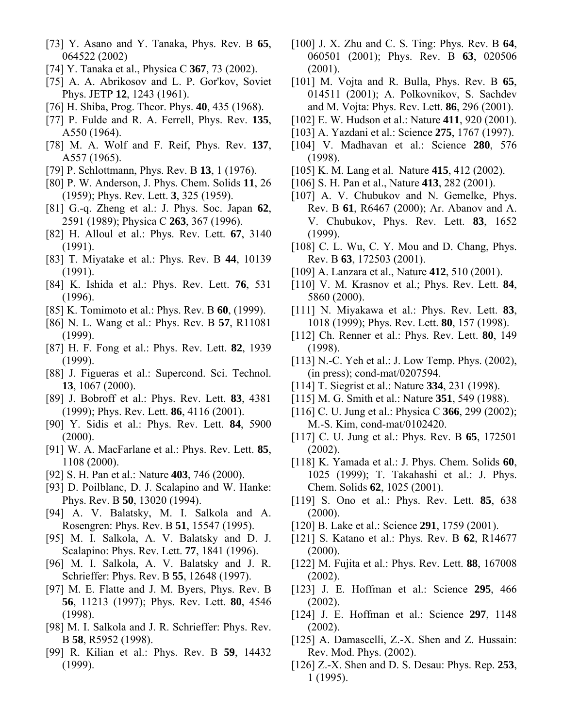[73] Y. Asano and Y. Tanaka, Phys. Rev. B **65**, 064522 (2002)

[74] Y. Tanaka et al., Physica C **367**, 73 (2002).

[75] A. A. Abrikosov and L. P. Gor'kov, Soviet Phys. JETP **12**, 1243 (1961).

[76] H. Shiba, Prog. Theor. Phys. **40**, 435 (1968).

[77] P. Fulde and R. A. Ferrell, Phys. Rev. **135**, A550 (1964).

[78] M. A. Wolf and F. Reif, Phys. Rev. **137**, A557 (1965).

[79] P. Schlottmann, Phys. Rev. B **13**, 1 (1976).

[80] P. W. Anderson, J. Phys. Chem. Solids **11**, 26 (1959); Phys. Rev. Lett. **3**, 325 (1959).

[81] G.-q. Zheng et al.: J. Phys. Soc. Japan **62**, 2591 (1989); Physica C **263**, 367 (1996).

[82] H. Alloul et al.: Phys. Rev. Lett. **67**, 3140 (1991).

[83] T. Miyatake et al.: Phys. Rev. B **44**, 10139 (1991).

[84] K. Ishida et al.: Phys. Rev. Lett. **76**, 531 (1996).

[85] K. Tomimoto et al.: Phys. Rev. B **60**, (1999).

[86] N. L. Wang et al.: Phys. Rev. B **57**, R11081 (1999).

[87] H. F. Fong et al.: Phys. Rev. Lett. **82**, 1939 (1999).

[88] J. Figueras et al.: Supercond. Sci. Technol. **13**, 1067 (2000).

[89] J. Bobroff et al.: Phys. Rev. Lett. **83**, 4381 (1999); Phys. Rev. Lett. **86**, 4116 (2001).

[90] Y. Sidis et al.: Phys. Rev. Lett. **84**, 5900 (2000).

[91] W. A. MacFarlane et al.: Phys. Rev. Lett. **85**, 1108 (2000).

[92] S. H. Pan et al.: Nature **403**, 746 (2000).

[93] D. Poilblanc, D. J. Scalapino and W. Hanke: Phys. Rev. B **50**, 13020 (1994).

[94] A. V. Balatsky, M. I. Salkola and A. Rosengren: Phys. Rev. B **51**, 15547 (1995).

[95] M. I. Salkola, A. V. Balatsky and D. J. Scalapino: Phys. Rev. Lett. **77**, 1841 (1996).

[96] M. I. Salkola, A. V. Balatsky and J. R. Schrieffer: Phys. Rev. B **55**, 12648 (1997).

[97] M. E. Flatte and J. M. Byers, Phys. Rev. B **56**, 11213 (1997); Phys. Rev. Lett. **80**, 4546 (1998).

[98] M. I. Salkola and J. R. Schrieffer: Phys. Rev. B **58**, R5952 (1998).

[99] R. Kilian et al.: Phys. Rev. B **59**, 14432 (1999).

[100] J. X. Zhu and C. S. Ting: Phys. Rev. B **64**, 060501 (2001); Phys. Rev. B **63**, 020506 (2001).

[101] M. Vojta and R. Bulla, Phys. Rev. B **65**, 014511 (2001); A. Polkovnikov, S. Sachdev and M. Vojta: Phys. Rev. Lett. **86**, 296 (2001).

[102] E. W. Hudson et al.: Nature **411**, 920 (2001).

[103] A. Yazdani et al.: Science **275**, 1767 (1997).

[104] V. Madhavan et al.: Science **280**, 576 (1998).

[105] K. M. Lang et al. Nature **415**, 412 (2002).

[106] S. H. Pan et al., Nature **413**, 282 (2001).

[107] A. V. Chubukov and N. Gemelke, Phys. Rev. B **61**, R6467 (2000); Ar. Abanov and A. V. Chubukov, Phys. Rev. Lett. **83**, 1652 (1999).

[108] C. L. Wu, C. Y. Mou and D. Chang, Phys. Rev. B **63**, 172503 (2001).

[109] A. Lanzara et al., Nature **412**, 510 (2001).

[110] V. M. Krasnov et al.; Phys. Rev. Lett. **84**, 5860 (2000).

[111] N. Miyakawa et al.: Phys. Rev. Lett. **83**, 1018 (1999); Phys. Rev. Lett. **80**, 157 (1998).

[112] Ch. Renner et al.: Phys. Rev. Lett. **80**, 149 (1998).

[113] N.-C. Yeh et al.: J. Low Temp. Phys. (2002), (in press); cond-mat/0207594.

[114] T. Siegrist et al.: Nature **334**, 231 (1998).

[115] M. G. Smith et al.: Nature **351**, 549 (1988).

[116] C. U. Jung et al.: Physica C **366**, 299 (2002); M.-S. Kim, cond-mat/0102420.

[117] C. U. Jung et al.: Phys. Rev. B **65**, 172501 (2002).

[118] K. Yamada et al.: J. Phys. Chem. Solids **60**, 1025 (1999); T. Takahashi et al.: J. Phys. Chem. Solids **62**, 1025 (2001).

[119] S. Ono et al.: Phys. Rev. Lett. **85**, 638 (2000).

[120] B. Lake et al.: Science **291**, 1759 (2001).

[121] S. Katano et al.: Phys. Rev. B **62**, R14677 (2000).

[122] M. Fujita et al.: Phys. Rev. Lett. **88**, 167008 (2002).

[123] J. E. Hoffman et al.: Science **295**, 466 (2002).

[124] J. E. Hoffman et al.: Science **297**, 1148 (2002).

[125] A. Damascelli, Z.-X. Shen and Z. Hussain: Rev. Mod. Phys. (2002).

[126] Z.-X. Shen and D. S. Desau: Phys. Rep. **253**, 1 (1995).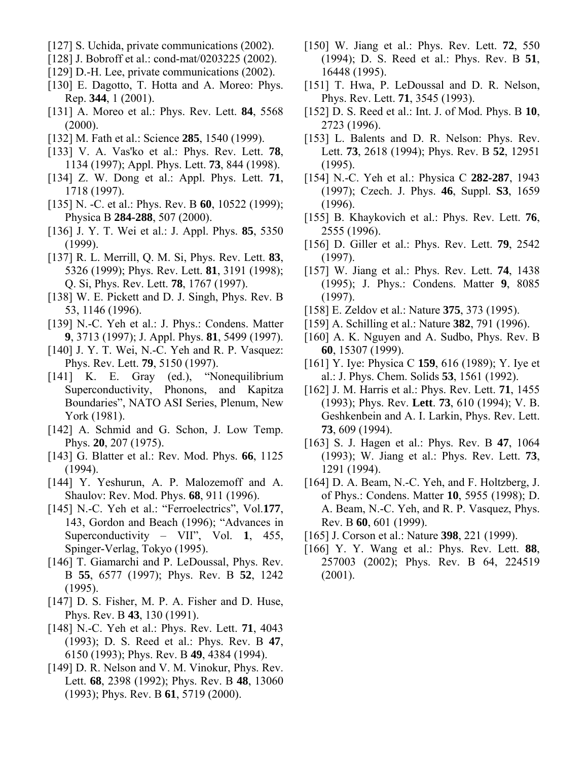[127] S. Uchida, private communications (2002).

[128] J. Bobroff et al.: cond-mat/0203225 (2002).

[129] D.-H. Lee, private communications (2002).

[130] E. Dagotto, T. Hotta and A. Moreo: Phys. Rep. **344**, 1 (2001).

[131] A. Moreo et al.: Phys. Rev. Lett. **84**, 5568 (2000).

[132] M. Fath et al.: Science **285**, 1540 (1999).

[133] V. A. Vas'ko et al.: Phys. Rev. Lett. **78**, 1134 (1997); Appl. Phys. Lett. **73**, 844 (1998).

[134] Z. W. Dong et al.: Appl. Phys. Lett. **71**, 1718 (1997).

[135] N. -C. et al.: Phys. Rev. B **60**, 10522 (1999); Physica B **284-288**, 507 (2000).

[136] J. Y. T. Wei et al.: J. Appl. Phys. **85**, 5350 (1999).

[137] R. L. Merrill, Q. M. Si, Phys. Rev. Lett. **83**, 5326 (1999); Phys. Rev. Lett. **81**, 3191 (1998); Q. Si, Phys. Rev. Lett. **78**, 1767 (1997).

[138] W. E. Pickett and D. J. Singh, Phys. Rev. B 53, 1146 (1996).

[139] N.-C. Yeh et al.: J. Phys.: Condens. Matter **9**, 3713 (1997); J. Appl. Phys. **81**, 5499 (1997).

[140] J. Y. T. Wei, N.-C. Yeh and R. P. Vasquez: Phys. Rev. Lett. **79**, 5150 (1997).

[141] K. E. Gray (ed.), "Nonequilibrium Superconductivity, Phonons, and Kapitza Boundaries", NATO ASI Series, Plenum, New York (1981).

[142] A. Schmid and G. Schon, J. Low Temp. Phys. **20**, 207 (1975).

[143] G. Blatter et al.: Rev. Mod. Phys. **66**, 1125 (1994).

[144] Y. Yeshurun, A. P. Malozemoff and A. Shaulov: Rev. Mod. Phys. **68**, 911 (1996).

[145] N.-C. Yeh et al.: "Ferroelectrics", Vol.**177**, 143, Gordon and Beach (1996); "Advances in Superconductivity – VII", Vol. **1**, 455, Spinger-Verlag, Tokyo (1995).

[146] T. Giamarchi and P. LeDoussal, Phys. Rev. B **55**, 6577 (1997); Phys. Rev. B **52**, 1242 (1995).

[147] D. S. Fisher, M. P. A. Fisher and D. Huse, Phys. Rev. B **43**, 130 (1991).

[148] N.-C. Yeh et al.: Phys. Rev. Lett. **71**, 4043 (1993); D. S. Reed et al.: Phys. Rev. B **47**, 6150 (1993); Phys. Rev. B **49**, 4384 (1994).

[149] D. R. Nelson and V. M. Vinokur, Phys. Rev. Lett. **68**, 2398 (1992); Phys. Rev. B **48**, 13060 (1993); Phys. Rev. B **61**, 5719 (2000).

[150] W. Jiang et al.: Phys. Rev. Lett. **72**, 550 (1994); D. S. Reed et al.: Phys. Rev. B **51**, 16448 (1995).

[151] T. Hwa, P. LeDoussal and D. R. Nelson, Phys. Rev. Lett. **71**, 3545 (1993).

[152] D. S. Reed et al.: Int. J. of Mod. Phys. B **10**, 2723 (1996).

[153] L. Balents and D. R. Nelson: Phys. Rev. Lett. **73**, 2618 (1994); Phys. Rev. B **52**, 12951 (1995).

[154] N.-C. Yeh et al.: Physica C **282-287**, 1943 (1997); Czech. J. Phys. **46**, Suppl. **S3**, 1659 (1996).

[155] B. Khaykovich et al.: Phys. Rev. Lett. **76**, 2555 (1996).

[156] D. Giller et al.: Phys. Rev. Lett. **79**, 2542 (1997).

[157] W. Jiang et al.: Phys. Rev. Lett. **74**, 1438 (1995); J. Phys.: Condens. Matter **9**, 8085 (1997).

[158] E. Zeldov et al.: Nature **375**, 373 (1995).

[159] A. Schilling et al.: Nature **382**, 791 (1996).

[160] A. K. Nguyen and A. Sudbo, Phys. Rev. B **60**, 15307 (1999).

[161] Y. Iye: Physica C **159**, 616 (1989); Y. Iye et al.: J. Phys. Chem. Solids **53**, 1561 (1992).

[162] J. M. Harris et al.: Phys. Rev. Lett. **71**, 1455 (1993); Phys. Rev. **Lett**. **73**, 610 (1994); V. B. Geshkenbein and A. I. Larkin, Phys. Rev. Lett. **73**, 609 (1994).

[163] S. J. Hagen et al.: Phys. Rev. B **47**, 1064 (1993); W. Jiang et al.: Phys. Rev. Lett. **73**, 1291 (1994).

[164] D. A. Beam, N.-C. Yeh, and F. Holtzberg, J. of Phys.: Condens. Matter **10**, 5955 (1998); D. A. Beam, N.-C. Yeh, and R. P. Vasquez, Phys. Rev. B **60**, 601 (1999).

[165] J. Corson et al.: Nature **398**, 221 (1999).

[166] Y. Y. Wang et al.: Phys. Rev. Lett. **88**, 257003 (2002); Phys. Rev. B 64, 224519 (2001).